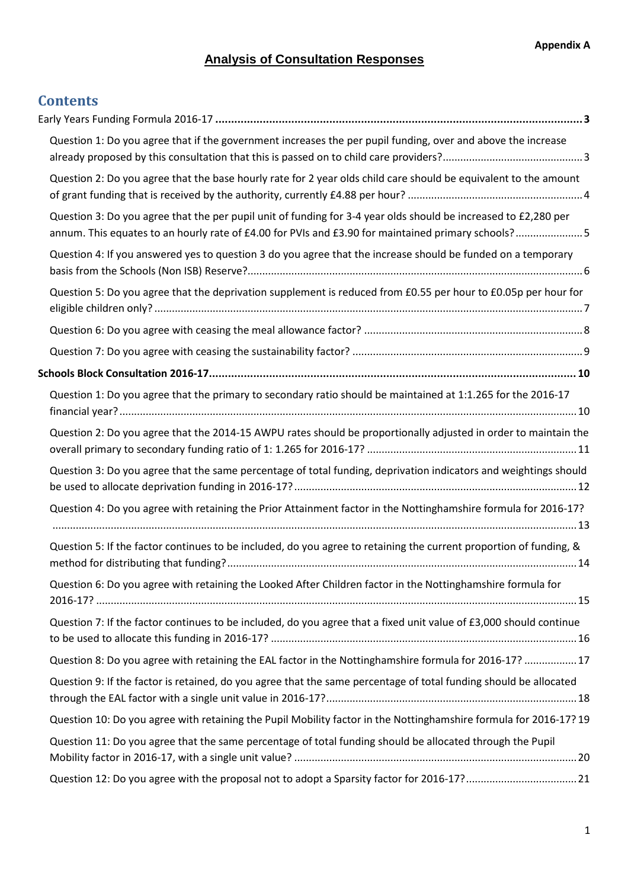**Appendix A**

# Analysis of Consultation Responses

## Contents

**Early Years Funding Formula 2016-17** ... **3**

- Question 1: Do you agree that if the government increases the per pupil funding, over and above the increase already proposed by this consultation that this is passed on to child care providers? ... 3
- Question 2: Do you agree that the base hourly rate for 2 year olds child care should be equivalent to the amount of grant funding that is received by the authority, currently £4.88 per hour? ... 4
- Question 3: Do you agree that the per pupil unit of funding for 3-4 year olds should be increased to £2,280 per annum. This equates to an hourly rate of £4.00 for PVIs and £3.90 for maintained primary schools? ... 5
- Question 4: If you answered yes to question 3 do you agree that the increase should be funded on a temporary basis from the Schools (Non ISB) Reserve? ... 6
- Question 5: Do you agree that the deprivation supplement is reduced from £0.55 per hour to £0.05p per hour for eligible children only? ... 7
- Question 6: Do you agree with ceasing the meal allowance factor? ... 8
- Question 7: Do you agree with ceasing the sustainability factor? ... 9

**Schools Block Consultation 2016-17** ... **10**

- Question 1: Do you agree that the primary to secondary ratio should be maintained at 1:1.265 for the 2016-17 financial year? ... 10
- Question 2: Do you agree that the 2014-15 AWPU rates should be proportionally adjusted in order to maintain the overall primary to secondary funding ratio of 1: 1.265 for 2016-17? ... 11
- Question 3: Do you agree that the same percentage of total funding, deprivation indicators and weightings should be used to allocate deprivation funding in 2016-17? ... 12
- Question 4: Do you agree with retaining the Prior Attainment factor in the Nottinghamshire formula for 2016-17? ... 13
- Question 5: If the factor continues to be included, do you agree to retaining the current proportion of funding, & method for distributing that funding? ... 14
- Question 6: Do you agree with retaining the Looked After Children factor in the Nottinghamshire formula for 2016-17? ... 15
- Question 7: If the factor continues to be included, do you agree that a fixed unit value of £3,000 should continue to be used to allocate this funding in 2016-17? ... 16
- Question 8: Do you agree with retaining the EAL factor in the Nottinghamshire formula for 2016-17? ... 17
- Question 9: If the factor is retained, do you agree that the same percentage of total funding should be allocated through the EAL factor with a single unit value in 2016-17? ... 18
- Question 10: Do you agree with retaining the Pupil Mobility factor in the Nottinghamshire formula for 2016-17? ... 19
- Question 11: Do you agree that the same percentage of total funding should be allocated through the Pupil Mobility factor in 2016-17, with a single unit value? ... 20
- Question 12: Do you agree with the proposal not to adopt a Sparsity factor for 2016-17? ... 21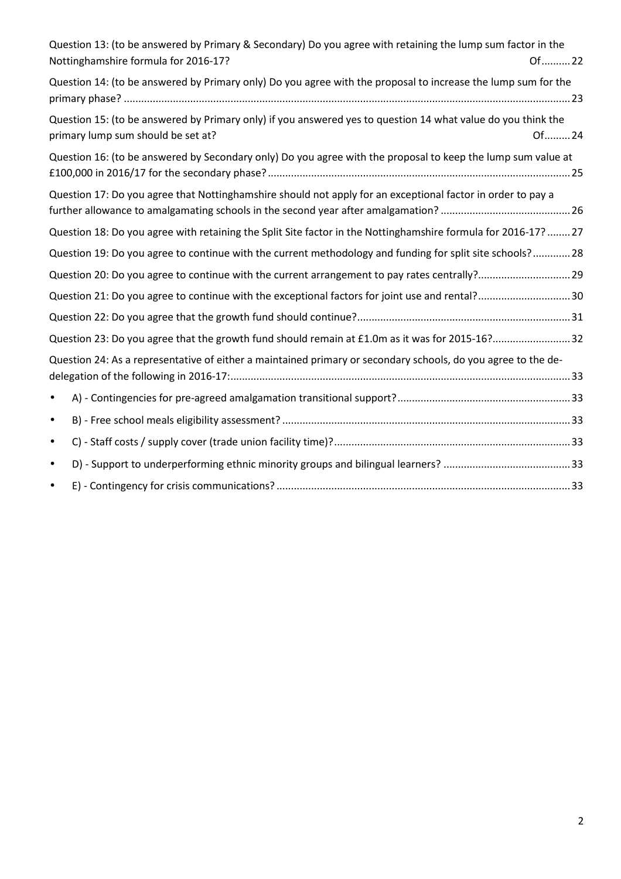Question 13: (to be answered by Primary & Secondary) Do you agree with retaining the lump sum factor in the Nottinghamshire formula for 2016-17? Of.......... 22

Question 14: (to be answered by Primary only) Do you agree with the proposal to increase the lump sum for the primary phase? ........................................................................................................................................ 23

Question 15: (to be answered by Primary only) if you answered yes to question 14 what value do you think the primary lump sum should be set at? Of......... 24

Question 16: (to be answered by Secondary only) Do you agree with the proposal to keep the lump sum value at £100,000 in 2016/17 for the secondary phase? ....................................................................................................... 25

Question 17: Do you agree that Nottinghamshire should not apply for an exceptional factor in order to pay a further allowance to amalgamating schools in the second year after amalgamation? ............................................ 26

Question 18: Do you agree with retaining the Split Site factor in the Nottinghamshire formula for 2016-17? ........ 27

Question 19: Do you agree to continue with the current methodology and funding for split site schools? ............. 28

Question 20: Do you agree to continue with the current arrangement to pay rates centrally? ................................ 29

Question 21: Do you agree to continue with the exceptional factors for joint use and rental? ................................ 30

Question 22: Do you agree that the growth fund should continue? ......................................................................... 31

Question 23: Do you agree that the growth fund should remain at £1.0m as it was for 2015-16? ........................... 32

Question 24: As a representative of either a maintained primary or secondary schools, do you agree to the de-delegation of the following in 2016-17: ..................................................................................................................... 33

- A) - Contingencies for pre-agreed amalgamation transitional support? ........................................................... 33
- B) - Free school meals eligibility assessment? ................................................................................................... 33
- C) - Staff costs / supply cover (trade union facility time)? ................................................................................. 33
- D) - Support to underperforming ethnic minority groups and bilingual learners? ............................................ 33
- E) - Contingency for crisis communications? ..................................................................................................... 33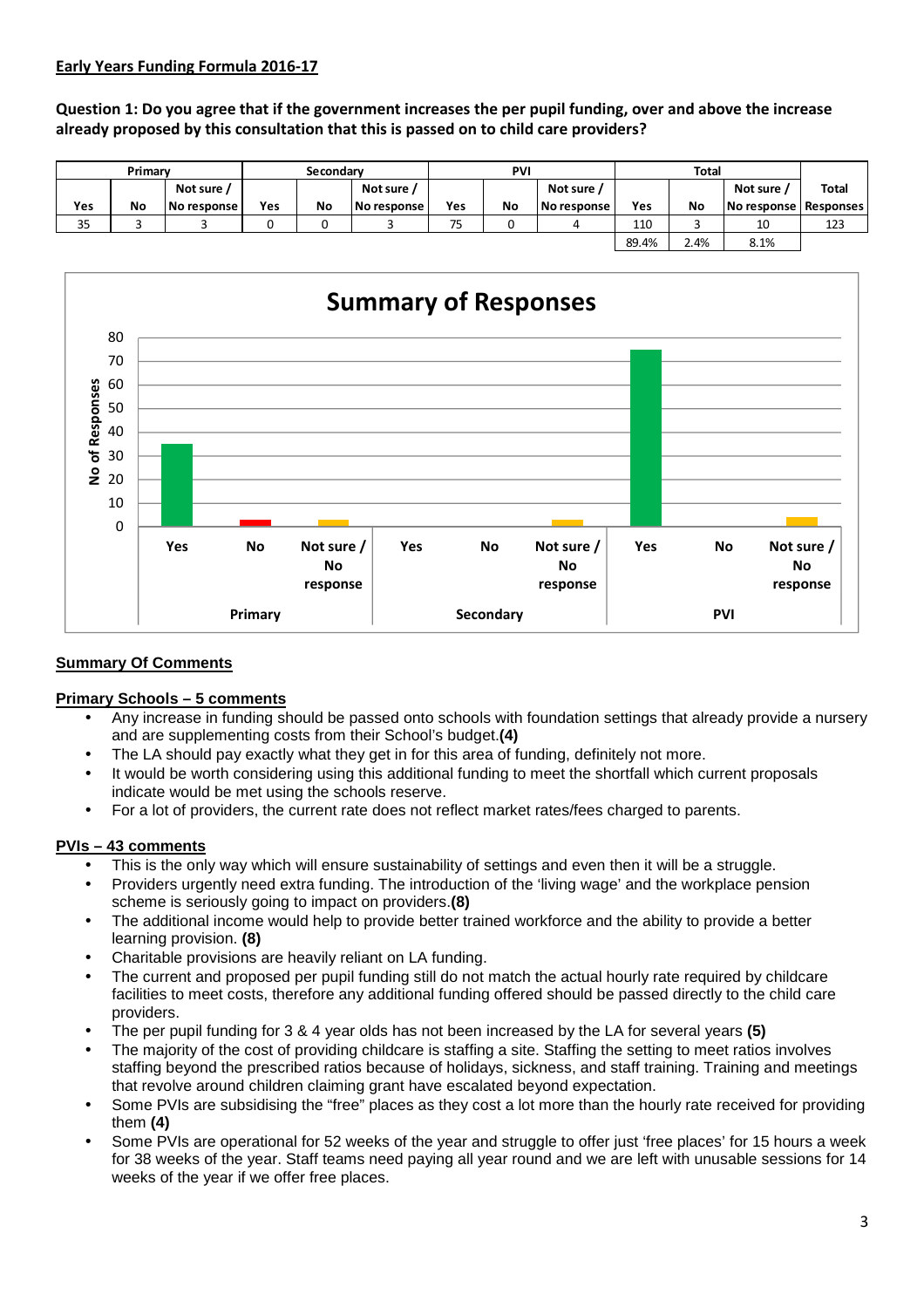**Early Years Funding Formula 2016-17**

**Question 1: Do you agree that if the government increases the per pupil funding, over and above the increase already proposed by this consultation that this is passed on to child care providers?**

| Primary | | | Secondary | | | PVI | | | Total | | | |
|---|---|---|---|---|---|---|---|---|---|---|---|---|
| Yes | No | Not sure / No response | Yes | No | Not sure / No response | Yes | No | Not sure / No response | Yes | No | Not sure / No response | Total Responses |
| 35 | 3 | 3 | 0 | 0 | 3 | 75 | 0 | 4 | 110 | 3 | 10 | 123 |
| | | | | | | | | | 89.4% | 2.4% | 8.1% | |

**Summary Of Comments**

**Primary Schools – 5 comments**

- Any increase in funding should be passed onto schools with foundation settings that already provide a nursery and are supplementing costs from their School's budget.**(4)**
- The LA should pay exactly what they get in for this area of funding, definitely not more.
- It would be worth considering using this additional funding to meet the shortfall which current proposals indicate would be met using the schools reserve.
- For a lot of providers, the current rate does not reflect market rates/fees charged to parents.

**PVIs – 43 comments**

- This is the only way which will ensure sustainability of settings and even then it will be a struggle.
- Providers urgently need extra funding. The introduction of the 'living wage' and the workplace pension scheme is seriously going to impact on providers.**(8)**
- The additional income would help to provide better trained workforce and the ability to provide a better learning provision. **(8)**
- Charitable provisions are heavily reliant on LA funding.
- The current and proposed per pupil funding still do not match the actual hourly rate required by childcare facilities to meet costs, therefore any additional funding offered should be passed directly to the child care providers.
- The per pupil funding for 3 & 4 year olds has not been increased by the LA for several years **(5)**
- The majority of the cost of providing childcare is staffing a site. Staffing the setting to meet ratios involves staffing beyond the prescribed ratios because of holidays, sickness, and staff training. Training and meetings that revolve around children claiming grant have escalated beyond expectation.
- Some PVIs are subsidising the "free" places as they cost a lot more than the hourly rate received for providing them **(4)**
- Some PVIs are operational for 52 weeks of the year and struggle to offer just 'free places' for 15 hours a week for 38 weeks of the year. Staff teams need paying all year round and we are left with unusable sessions for 14 weeks of the year if we offer free places.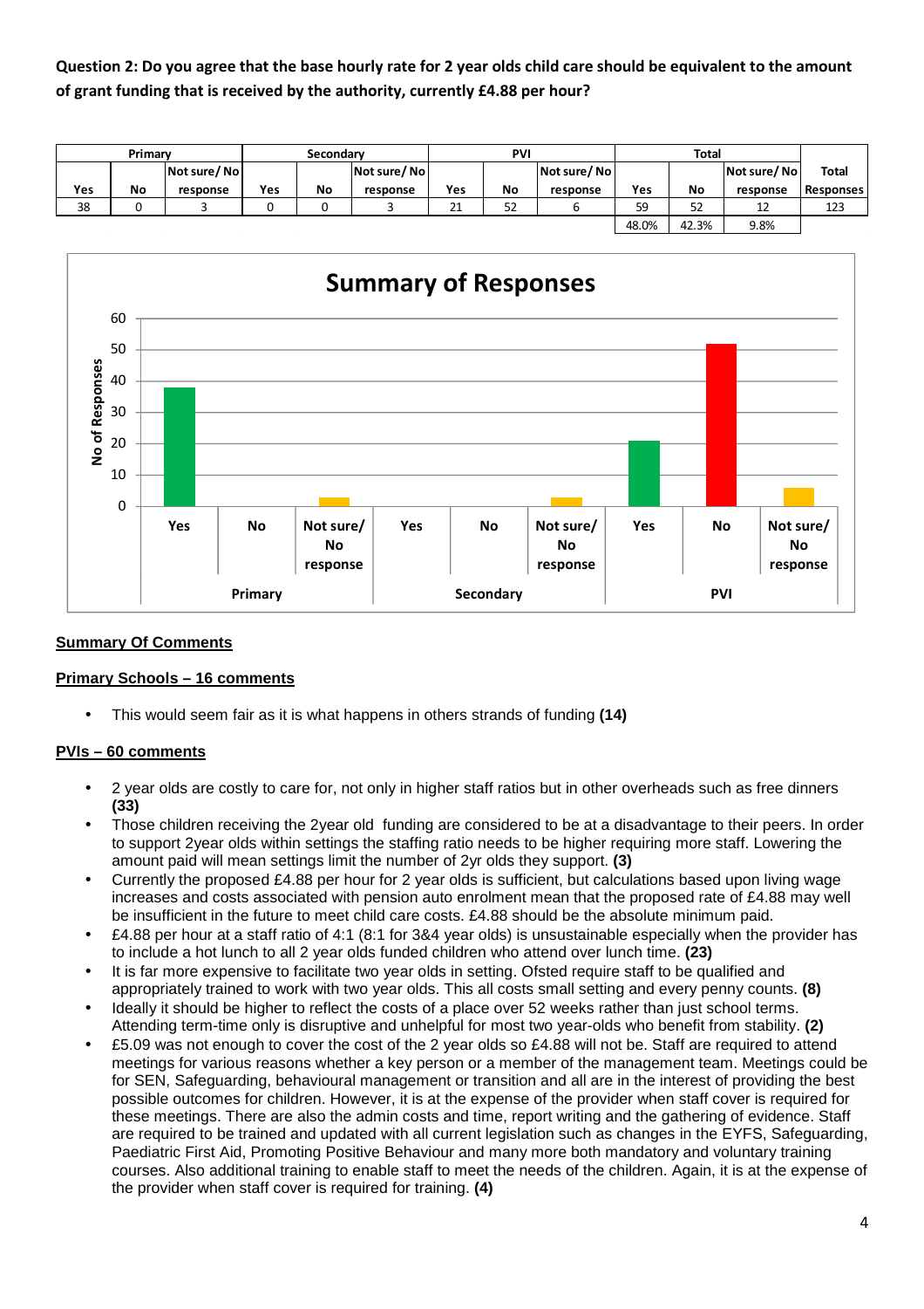**Question 2: Do you agree that the base hourly rate for 2 year olds child care should be equivalent to the amount of grant funding that is received by the authority, currently £4.88 per hour?**

| Primary | | | Secondary | | | PVI | | | Total | | | |
|---|---|---|---|---|---|---|---|---|---|---|---|---|
| Yes | No | Not sure/ No response | Yes | No | Not sure/ No response | Yes | No | Not sure/ No response | Yes | No | Not sure/ No response | Total Responses |
| 38 | 0 | 3 | 0 | 0 | 3 | 21 | 52 | 6 | 59 | 52 | 12 | 123 |
| | | | | | | | | | 48.0% | 42.3% | 9.8% | |

**Summary of Responses**

| | Yes | No | Not sure/ No response |
|---|---|---|---|
| Primary | 38 | 0 | 3 |
| Secondary | 0 | 0 | 3 |
| PVI | 21 | 52 | 6 |

**Summary Of Comments**

**Primary Schools – 16 comments**

- This would seem fair as it is what happens in others strands of funding **(14)**

**PVIs – 60 comments**

- 2 year olds are costly to care for, not only in higher staff ratios but in other overheads such as free dinners **(33)**
- Those children receiving the 2year old funding are considered to be at a disadvantage to their peers. In order to support 2year olds within settings the staffing ratio needs to be higher requiring more staff. Lowering the amount paid will mean settings limit the number of 2yr olds they support. **(3)**
- Currently the proposed £4.88 per hour for 2 year olds is sufficient, but calculations based upon living wage increases and costs associated with pension auto enrolment mean that the proposed rate of £4.88 may well be insufficient in the future to meet child care costs. £4.88 should be the absolute minimum paid.
- £4.88 per hour at a staff ratio of 4:1 (8:1 for 3&4 year olds) is unsustainable especially when the provider has to include a hot lunch to all 2 year olds funded children who attend over lunch time. **(23)**
- It is far more expensive to facilitate two year olds in setting. Ofsted require staff to be qualified and appropriately trained to work with two year olds. This all costs small setting and every penny counts. **(8)**
- Ideally it should be higher to reflect the costs of a place over 52 weeks rather than just school terms. Attending term-time only is disruptive and unhelpful for most two year-olds who benefit from stability. **(2)**
- £5.09 was not enough to cover the cost of the 2 year olds so £4.88 will not be. Staff are required to attend meetings for various reasons whether a key person or a member of the management team. Meetings could be for SEN, Safeguarding, behavioural management or transition and all are in the interest of providing the best possible outcomes for children. However, it is at the expense of the provider when staff cover is required for these meetings. There are also the admin costs and time, report writing and the gathering of evidence. Staff are required to be trained and updated with all current legislation such as changes in the EYFS, Safeguarding, Paediatric First Aid, Promoting Positive Behaviour and many more both mandatory and voluntary training courses. Also additional training to enable staff to meet the needs of the children. Again, it is at the expense of the provider when staff cover is required for training. **(4)**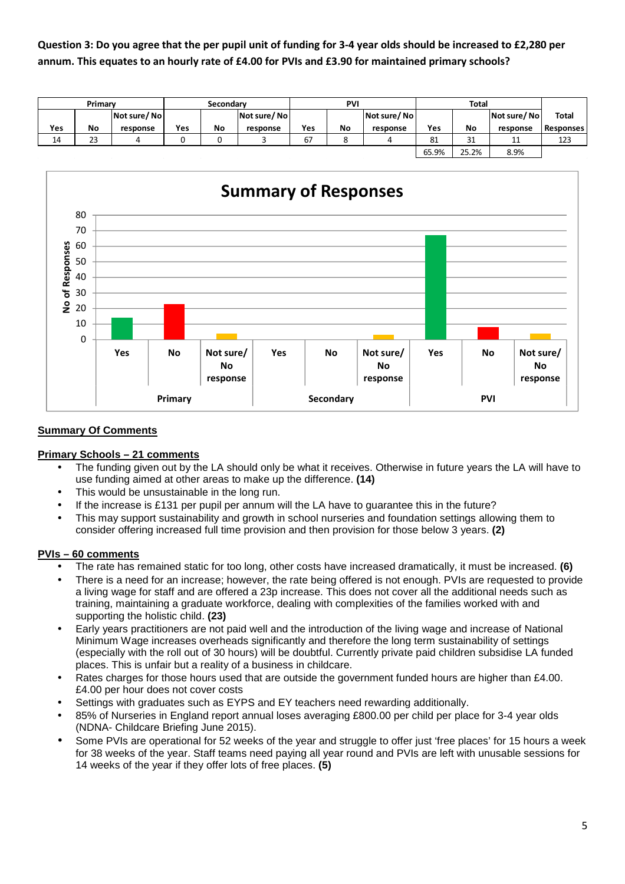**Question 3: Do you agree that the per pupil unit of funding for 3-4 year olds should be increased to £2,280 per annum. This equates to an hourly rate of £4.00 for PVIs and £3.90 for maintained primary schools?**

| Primary | | | Secondary | | | PVI | | | Total | | | |
|---|---|---|---|---|---|---|---|---|---|---|---|---|
| Yes | No | Not sure/ No response | Yes | No | Not sure/ No response | Yes | No | Not sure/ No response | Yes | No | Not sure/ No response | Total Responses |
| 14 | 23 | 4 | 0 | 0 | 3 | 67 | 8 | 4 | 81 | 31 | 11 | 123 |
| | | | | | | | | | 65.9% | 25.2% | 8.9% | |

**Summary of Responses**

| | Primary | | | Secondary | | | PVI | | |
|---|---|---|---|---|---|---|---|---|---|
| | Yes | No | Not sure/ No response | Yes | No | Not sure/ No response | Yes | No | Not sure/ No response |
| No of Responses | 14 | 23 | 4 | 0 | 0 | 3 | 67 | 8 | 4 |

**Summary Of Comments**

**Primary Schools – 21 comments**

- The funding given out by the LA should only be what it receives. Otherwise in future years the LA will have to use funding aimed at other areas to make up the difference. **(14)**
- This would be unsustainable in the long run.
- If the increase is £131 per pupil per annum will the LA have to guarantee this in the future?
- This may support sustainability and growth in school nurseries and foundation settings allowing them to consider offering increased full time provision and then provision for those below 3 years. **(2)**

**PVIs – 60 comments**

- The rate has remained static for too long, other costs have increased dramatically, it must be increased. **(6)**
- There is a need for an increase; however, the rate being offered is not enough. PVIs are requested to provide a living wage for staff and are offered a 23p increase. This does not cover all the additional needs such as training, maintaining a graduate workforce, dealing with complexities of the families worked with and supporting the holistic child. **(23)**
- Early years practitioners are not paid well and the introduction of the living wage and increase of National Minimum Wage increases overheads significantly and therefore the long term sustainability of settings (especially with the roll out of 30 hours) will be doubtful. Currently private paid children subsidise LA funded places. This is unfair but a reality of a business in childcare.
- Rates charges for those hours used that are outside the government funded hours are higher than £4.00. £4.00 per hour does not cover costs
- Settings with graduates such as EYPS and EY teachers need rewarding additionally.
- 85% of Nurseries in England report annual loses averaging £800.00 per child per place for 3-4 year olds (NDNA- Childcare Briefing June 2015).
- Some PVIs are operational for 52 weeks of the year and struggle to offer just 'free places' for 15 hours a week for 38 weeks of the year. Staff teams need paying all year round and PVIs are left with unusable sessions for 14 weeks of the year if they offer lots of free places. **(5)**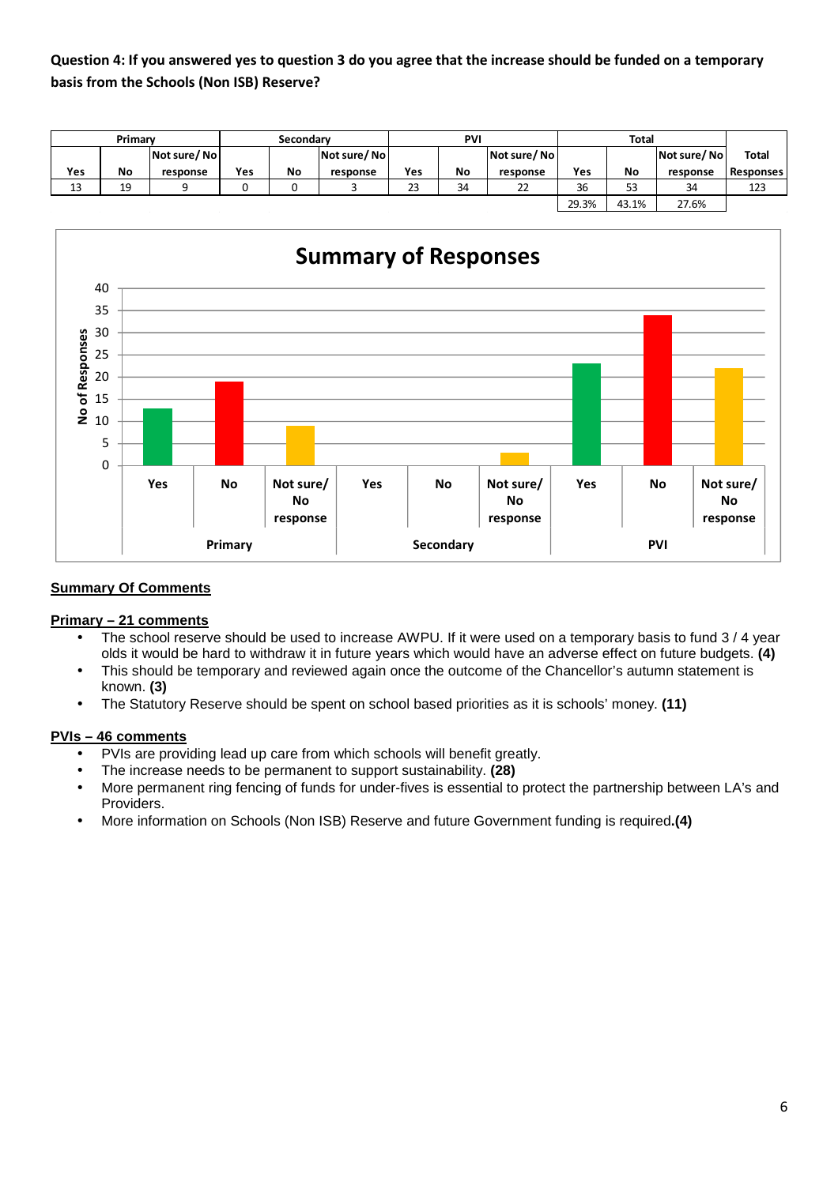**Question 4: If you answered yes to question 3 do you agree that the increase should be funded on a temporary basis from the Schools (Non ISB) Reserve?**

| Primary | | | Secondary | | | PVI | | | Total | | | |
|---|---|---|---|---|---|---|---|---|---|---|---|---|
| Yes | No | Not sure/ No response | Yes | No | Not sure/ No response | Yes | No | Not sure/ No response | Yes | No | Not sure/ No response | Total Responses |
| 13 | 19 | 9 | 0 | 0 | 3 | 23 | 34 | 22 | 36 | 53 | 34 | 123 |
| | | | | | | | | | 29.3% | 43.1% | 27.6% | |

**Summary of Responses**

| | Yes | No | Not sure/ No response |
|---|---|---|---|
| Primary | 13 | 19 | 9 |
| Secondary | 0 | 0 | 3 |
| PVI | 23 | 34 | 22 |

**Summary Of Comments**

**Primary – 21 comments**

- The school reserve should be used to increase AWPU. If it were used on a temporary basis to fund 3 / 4 year olds it would be hard to withdraw it in future years which would have an adverse effect on future budgets. **(4)**
- This should be temporary and reviewed again once the outcome of the Chancellor's autumn statement is known. **(3)**
- The Statutory Reserve should be spent on school based priorities as it is schools' money. **(11)**

**PVIs – 46 comments**

- PVIs are providing lead up care from which schools will benefit greatly.
- The increase needs to be permanent to support sustainability. **(28)**
- More permanent ring fencing of funds for under-fives is essential to protect the partnership between LA's and Providers.
- More information on Schools (Non ISB) Reserve and future Government funding is required**.(4)**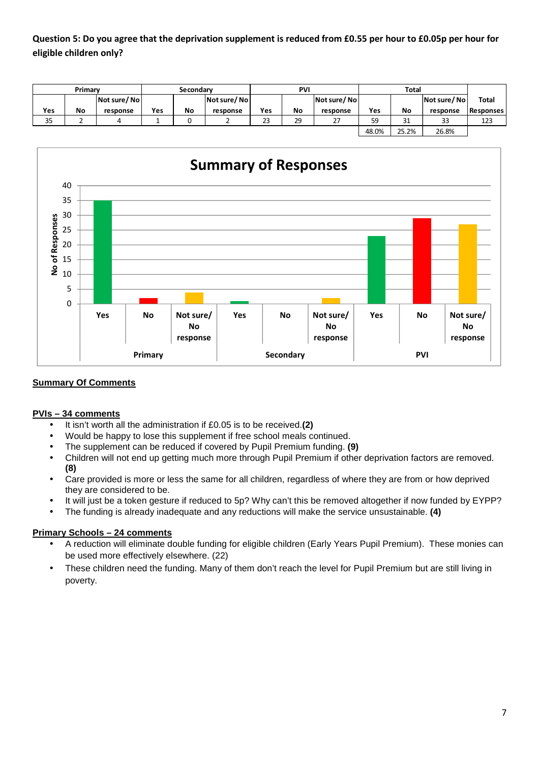**Question 5: Do you agree that the deprivation supplement is reduced from £0.55 per hour to £0.05p per hour for eligible children only?**

| Primary | | | Secondary | | | PVI | | | Total | | | |
|---|---|---|---|---|---|---|---|---|---|---|---|---|
| Yes | No | Not sure/ No response | Yes | No | Not sure/ No response | Yes | No | Not sure/ No response | Yes | No | Not sure/ No response | Total Responses |
| 35 | 2 | 4 | 1 | 0 | 2 | 23 | 29 | 27 | 59 | 31 | 33 | 123 |
| | | | | | | | | | 48.0% | 25.2% | 26.8% | |

**Summary of Responses**

| | Yes | No | Not sure/ No response |
|---|---|---|---|
| Primary | 35 | 2 | 4 |
| Secondary | 1 | 0 | 2 |
| PVI | 23 | 29 | 27 |

**Summary Of Comments**

**PVIs – 34 comments**

- It isn't worth all the administration if £0.05 is to be received.**(2)**
- Would be happy to lose this supplement if free school meals continued.
- The supplement can be reduced if covered by Pupil Premium funding. **(9)**
- Children will not end up getting much more through Pupil Premium if other deprivation factors are removed. **(8)**
- Care provided is more or less the same for all children, regardless of where they are from or how deprived they are considered to be.
- It will just be a token gesture if reduced to 5p? Why can't this be removed altogether if now funded by EYPP?
- The funding is already inadequate and any reductions will make the service unsustainable. **(4)**

**Primary Schools – 24 comments**

- A reduction will eliminate double funding for eligible children (Early Years Pupil Premium). These monies can be used more effectively elsewhere. (22)
- These children need the funding. Many of them don't reach the level for Pupil Premium but are still living in poverty.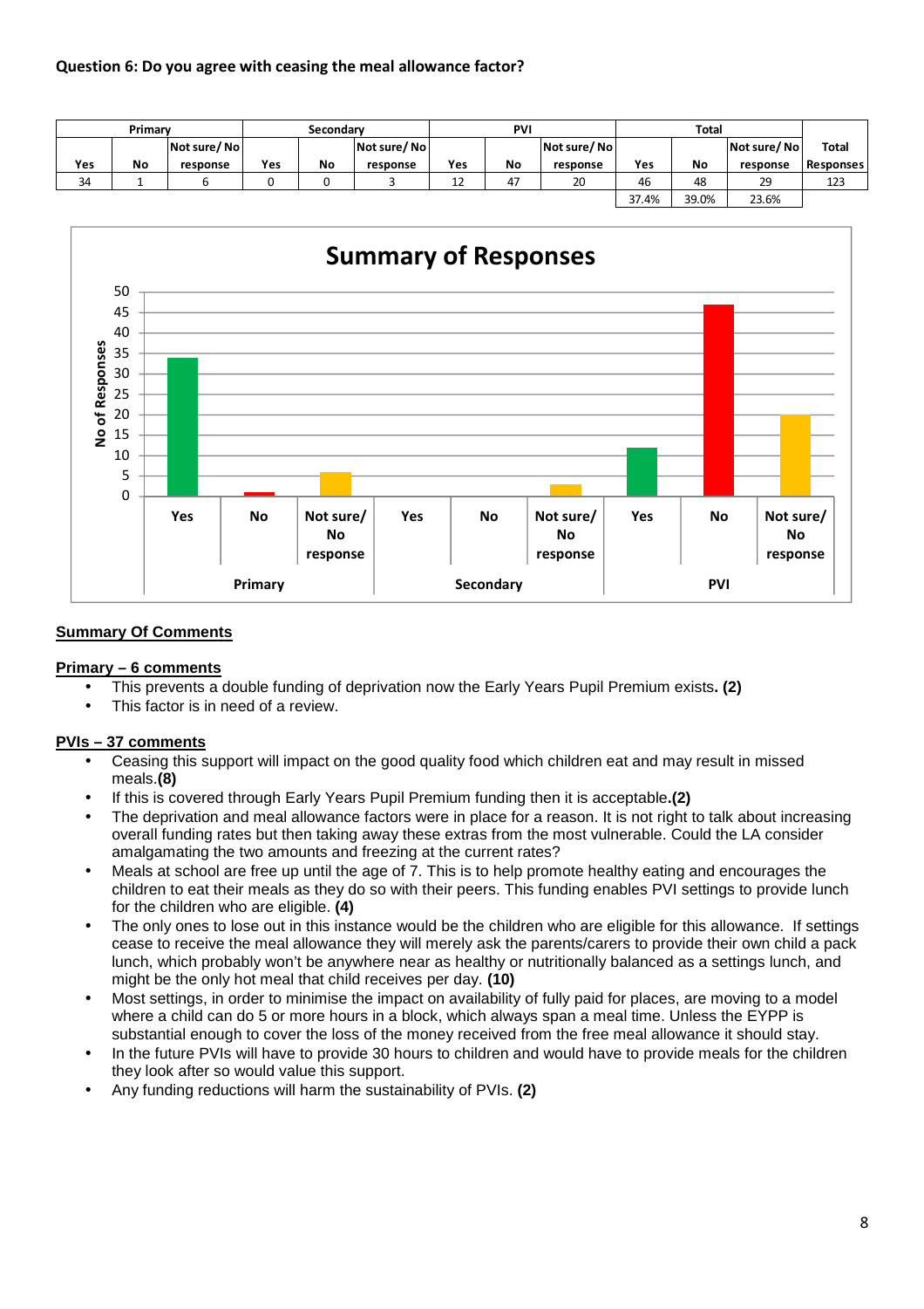**Question 6: Do you agree with ceasing the meal allowance factor?**

| Primary | | | Secondary | | | PVI | | | Total | | | |
|---|---|---|---|---|---|---|---|---|---|---|---|---|
| Yes | No | Not sure/ No response | Yes | No | Not sure/ No response | Yes | No | Not sure/ No response | Yes | No | Not sure/ No response | Total Responses |
| 34 | 1 | 6 | 0 | 0 | 3 | 12 | 47 | 20 | 46 | 48 | 29 | 123 |
| | | | | | | | | | 37.4% | 39.0% | 23.6% | |

**Summary Of Comments**

**Primary – 6 comments**

- This prevents a double funding of deprivation now the Early Years Pupil Premium exists**. (2)**
- This factor is in need of a review.

**PVIs – 37 comments**

- Ceasing this support will impact on the good quality food which children eat and may result in missed meals.**(8)**
- If this is covered through Early Years Pupil Premium funding then it is acceptable**.(2)**
- The deprivation and meal allowance factors were in place for a reason. It is not right to talk about increasing overall funding rates but then taking away these extras from the most vulnerable. Could the LA consider amalgamating the two amounts and freezing at the current rates?
- Meals at school are free up until the age of 7. This is to help promote healthy eating and encourages the children to eat their meals as they do so with their peers. This funding enables PVI settings to provide lunch for the children who are eligible. **(4)**
- The only ones to lose out in this instance would be the children who are eligible for this allowance. If settings cease to receive the meal allowance they will merely ask the parents/carers to provide their own child a pack lunch, which probably won't be anywhere near as healthy or nutritionally balanced as a settings lunch, and might be the only hot meal that child receives per day. **(10)**
- Most settings, in order to minimise the impact on availability of fully paid for places, are moving to a model where a child can do 5 or more hours in a block, which always span a meal time. Unless the EYPP is substantial enough to cover the loss of the money received from the free meal allowance it should stay.
- In the future PVIs will have to provide 30 hours to children and would have to provide meals for the children they look after so would value this support.
- Any funding reductions will harm the sustainability of PVIs. **(2)**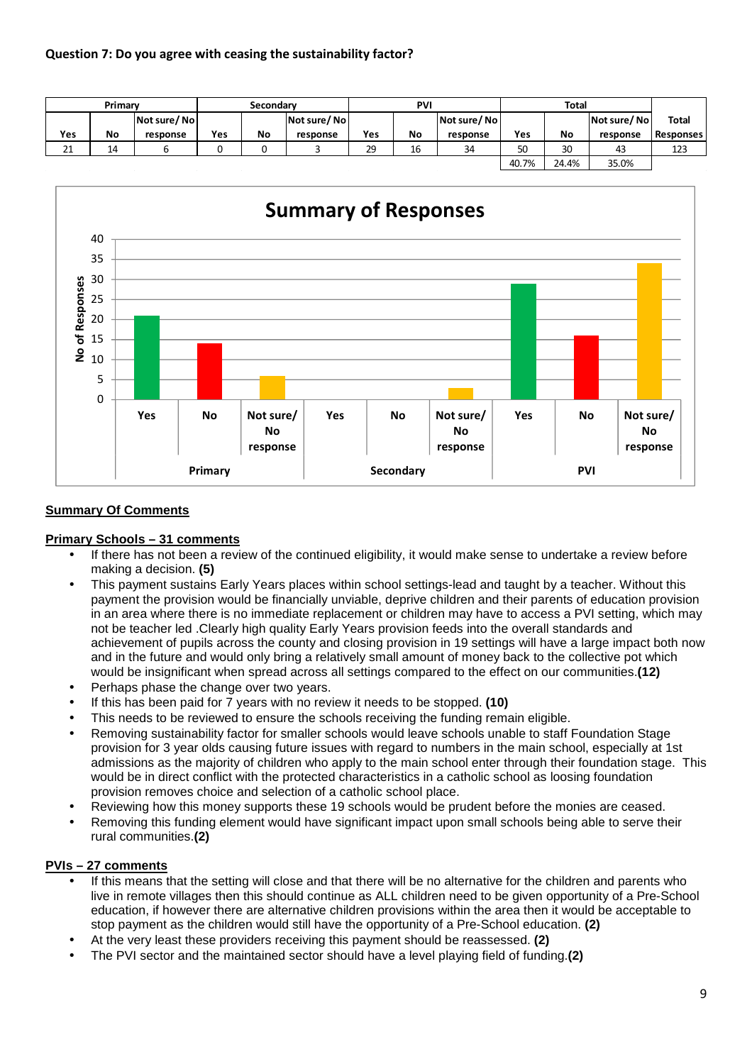**Question 7: Do you agree with ceasing the sustainability factor?**

| Primary | | | Secondary | | | PVI | | | Total | | | |
|---|---|---|---|---|---|---|---|---|---|---|---|---|
| Yes | No | Not sure/ No response | Yes | No | Not sure/ No response | Yes | No | Not sure/ No response | Yes | No | Not sure/ No response | Total Responses |
| 21 | 14 | 6 | 0 | 0 | 3 | 29 | 16 | 34 | 50 | 30 | 43 | 123 |
| | | | | | | | | | 40.7% | 24.4% | 35.0% | |

**Summary of Responses**

| | Yes | No | Not sure/ No response |
|---|---|---|---|
| Primary | 21 | 14 | 6 |
| Secondary | 0 | 0 | 3 |
| PVI | 29 | 16 | 34 |

## Summary Of Comments

### Primary Schools – 31 comments

- If there has not been a review of the continued eligibility, it would make sense to undertake a review before making a decision. **(5)**
- This payment sustains Early Years places within school settings-lead and taught by a teacher. Without this payment the provision would be financially unviable, deprive children and their parents of education provision in an area where there is no immediate replacement or children may have to access a PVI setting, which may not be teacher led .Clearly high quality Early Years provision feeds into the overall standards and achievement of pupils across the county and closing provision in 19 settings will have a large impact both now and in the future and would only bring a relatively small amount of money back to the collective pot which would be insignificant when spread across all settings compared to the effect on our communities.**(12)**
- Perhaps phase the change over two years.
- If this has been paid for 7 years with no review it needs to be stopped. **(10)**
- This needs to be reviewed to ensure the schools receiving the funding remain eligible.
- Removing sustainability factor for smaller schools would leave schools unable to staff Foundation Stage provision for 3 year olds causing future issues with regard to numbers in the main school, especially at 1st admissions as the majority of children who apply to the main school enter through their foundation stage. This would be in direct conflict with the protected characteristics in a catholic school as loosing foundation provision removes choice and selection of a catholic school place.
- Reviewing how this money supports these 19 schools would be prudent before the monies are ceased.
- Removing this funding element would have significant impact upon small schools being able to serve their rural communities.**(2)**

### PVIs – 27 comments

- If this means that the setting will close and that there will be no alternative for the children and parents who live in remote villages then this should continue as ALL children need to be given opportunity of a Pre-School education, if however there are alternative children provisions within the area then it would be acceptable to stop payment as the children would still have the opportunity of a Pre-School education. **(2)**
- At the very least these providers receiving this payment should be reassessed. **(2)**
- The PVI sector and the maintained sector should have a level playing field of funding.**(2)**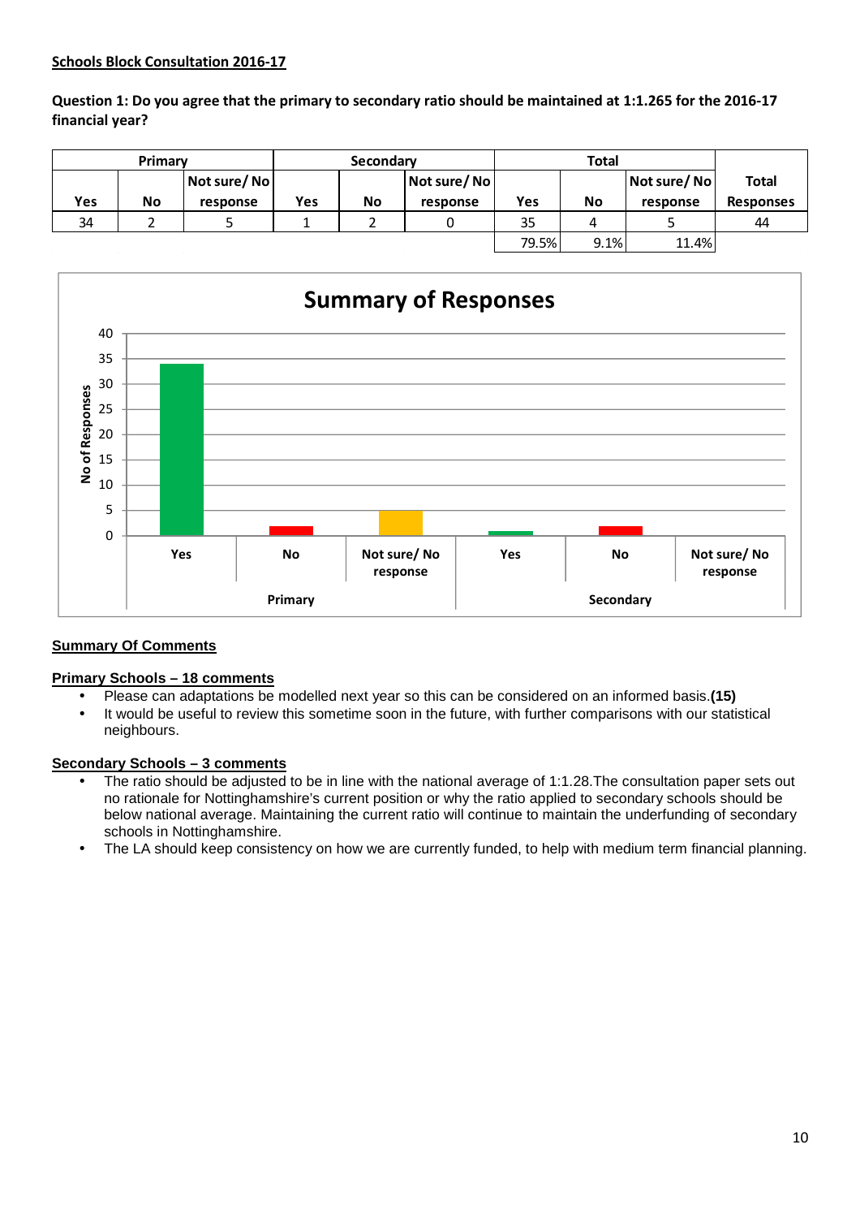**Schools Block Consultation 2016-17**

**Question 1: Do you agree that the primary to secondary ratio should be maintained at 1:1.265 for the 2016-17 financial year?**

| Primary | | | Secondary | | | Total | | | Total Responses |
|---|---|---|---|---|---|---|---|---|---|
| Yes | No | Not sure/ No response | Yes | No | Not sure/ No response | Yes | No | Not sure/ No response | |
| 34 | 2 | 5 | 1 | 2 | 0 | 35 | 4 | 5 | 44 |
| | | | | | | 79.5% | 9.1% | 11.4% | |

**Summary of Responses**

| | Primary | | | Secondary | | |
|---|---|---|---|---|---|---|
| | Yes | No | Not sure/ No response | Yes | No | Not sure/ No response |
| No of Responses | 34 | 2 | 5 | 1 | 2 | 0 |

**Summary Of Comments**

**Primary Schools – 18 comments**

- Please can adaptations be modelled next year so this can be considered on an informed basis.**(15)**
- It would be useful to review this sometime soon in the future, with further comparisons with our statistical neighbours.

**Secondary Schools – 3 comments**

- The ratio should be adjusted to be in line with the national average of 1:1.28.The consultation paper sets out no rationale for Nottinghamshire's current position or why the ratio applied to secondary schools should be below national average. Maintaining the current ratio will continue to maintain the underfunding of secondary schools in Nottinghamshire.
- The LA should keep consistency on how we are currently funded, to help with medium term financial planning.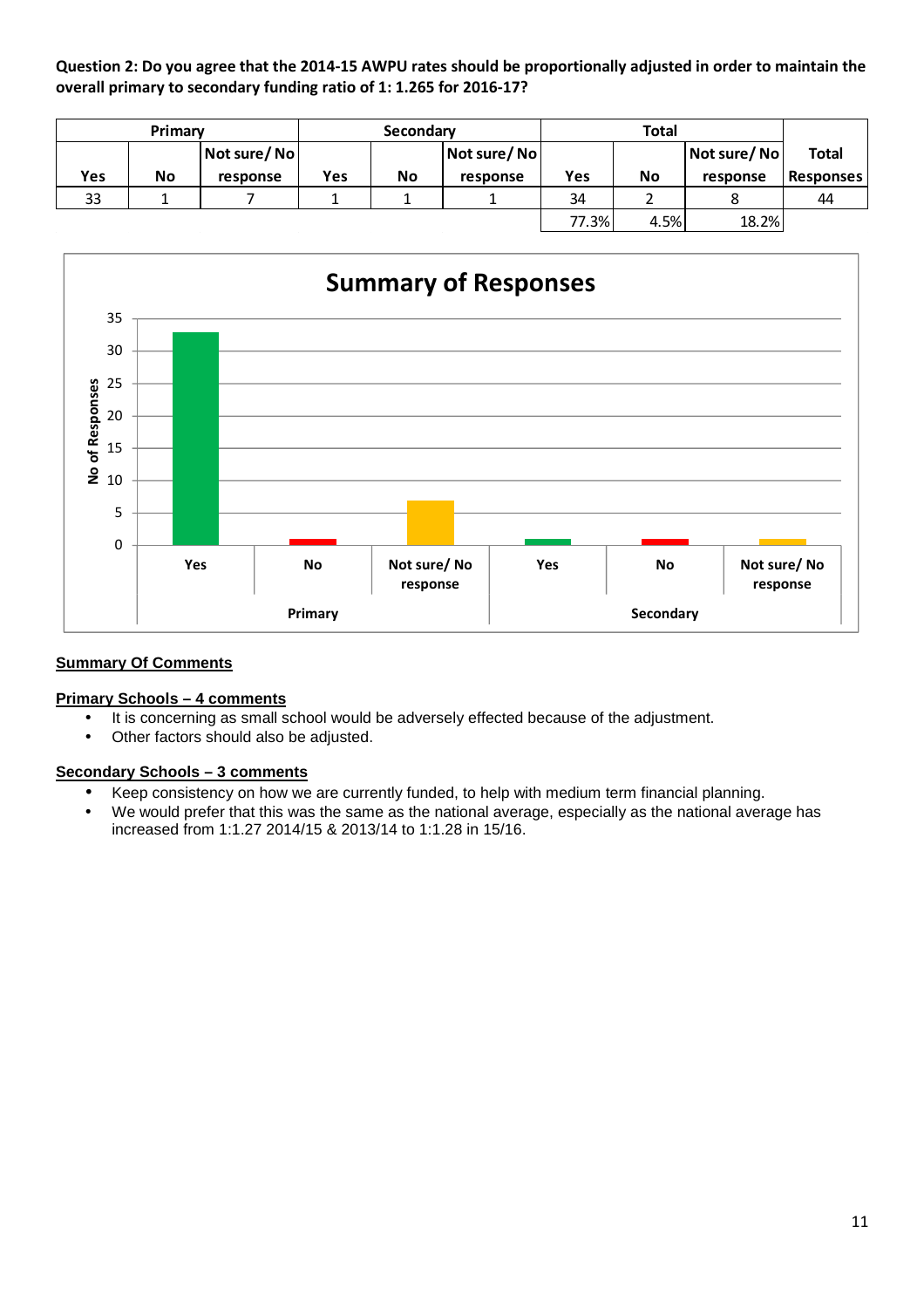**Question 2: Do you agree that the 2014-15 AWPU rates should be proportionally adjusted in order to maintain the overall primary to secondary funding ratio of 1: 1.265 for 2016-17?**

| Primary | | | Secondary | | | Total | | | Total Responses |
|---|---|---|---|---|---|---|---|---|---|
| Yes | No | Not sure/ No response | Yes | No | Not sure/ No response | Yes | No | Not sure/ No response | |
| 33 | 1 | 7 | 1 | 1 | 1 | 34 | 2 | 8 | 44 |
| | | | | | | 77.3% | 4.5% | 18.2% | |

**Summary of Responses**

| | | No of Responses |
|---|---|---|
| Primary | Yes | 33 |
| Primary | No | 1 |
| Primary | Not sure/ No response | 7 |
| Secondary | Yes | 1 |
| Secondary | No | 1 |
| Secondary | Not sure/ No response | 1 |

**Summary Of Comments**

**Primary Schools – 4 comments**

- It is concerning as small school would be adversely effected because of the adjustment.
- Other factors should also be adjusted.

**Secondary Schools – 3 comments**

- Keep consistency on how we are currently funded, to help with medium term financial planning.
- We would prefer that this was the same as the national average, especially as the national average has increased from 1:1.27 2014/15 & 2013/14 to 1:1.28 in 15/16.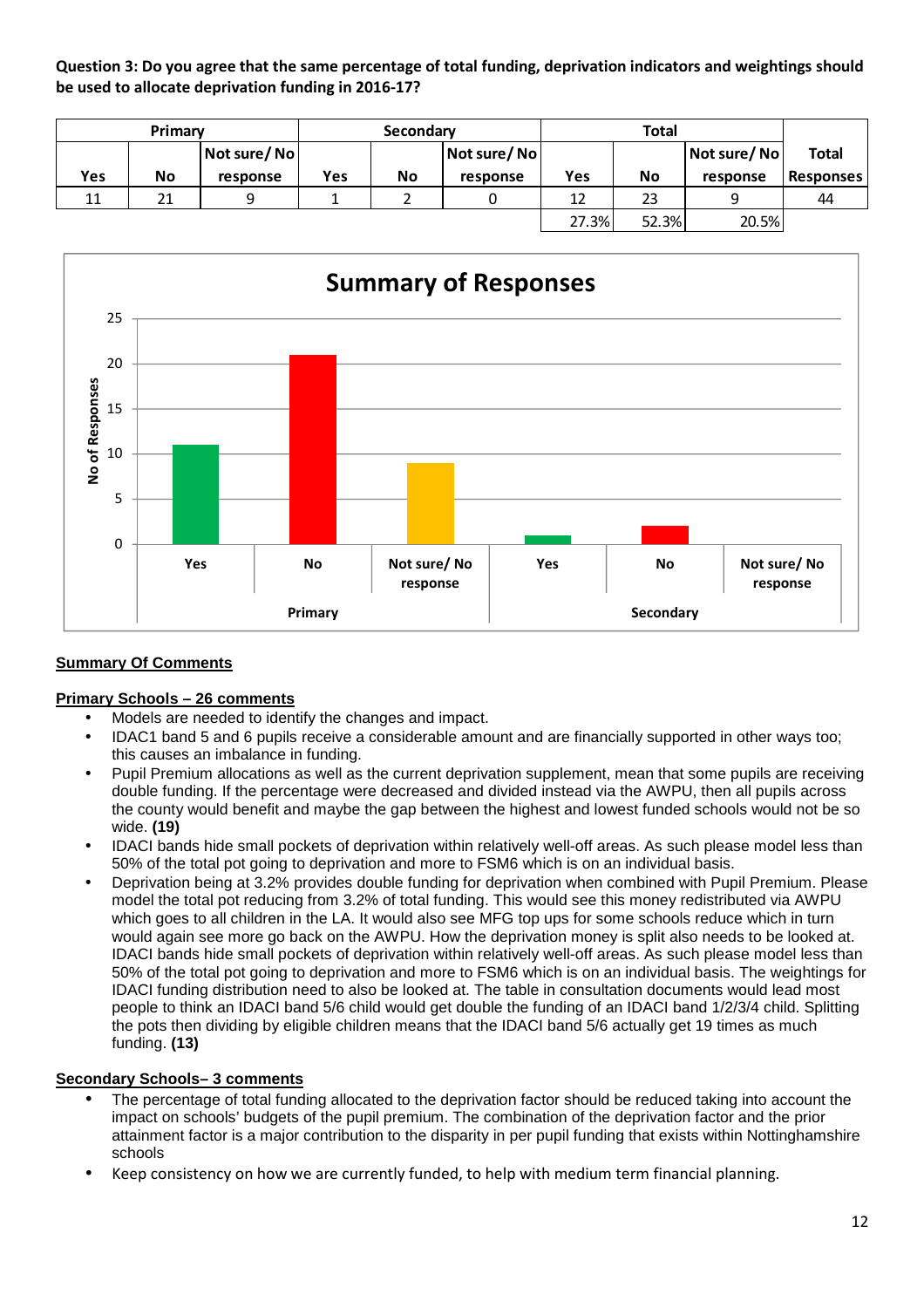**Question 3: Do you agree that the same percentage of total funding, deprivation indicators and weightings should be used to allocate deprivation funding in 2016-17?**

| Primary | | | Secondary | | | Total | | | |
|---|---|---|---|---|---|---|---|---|---|
| Yes | No | Not sure/ No response | Yes | No | Not sure/ No response | Yes | No | Not sure/ No response | Total Responses |
| 11 | 21 | 9 | 1 | 2 | 0 | 12 | 23 | 9 | 44 |
| | | | | | | 27.3% | 52.3% | 20.5% | |

**Summary of Responses**

| | Primary | | | Secondary | | |
|---|---|---|---|---|---|---|
| | Yes | No | Not sure/ No response | Yes | No | Not sure/ No response |
| No of Responses | 11 | 21 | 9 | 1 | 2 | 0 |

**Summary Of Comments**

**Primary Schools – 26 comments**

- Models are needed to identify the changes and impact.
- IDAC1 band 5 and 6 pupils receive a considerable amount and are financially supported in other ways too; this causes an imbalance in funding.
- Pupil Premium allocations as well as the current deprivation supplement, mean that some pupils are receiving double funding. If the percentage were decreased and divided instead via the AWPU, then all pupils across the county would benefit and maybe the gap between the highest and lowest funded schools would not be so wide. **(19)**
- IDACI bands hide small pockets of deprivation within relatively well-off areas. As such please model less than 50% of the total pot going to deprivation and more to FSM6 which is on an individual basis.
- Deprivation being at 3.2% provides double funding for deprivation when combined with Pupil Premium. Please model the total pot reducing from 3.2% of total funding. This would see this money redistributed via AWPU which goes to all children in the LA. It would also see MFG top ups for some schools reduce which in turn would again see more go back on the AWPU. How the deprivation money is split also needs to be looked at. IDACI bands hide small pockets of deprivation within relatively well-off areas. As such please model less than 50% of the total pot going to deprivation and more to FSM6 which is on an individual basis. The weightings for IDACI funding distribution need to also be looked at. The table in consultation documents would lead most people to think an IDACI band 5/6 child would get double the funding of an IDACI band 1/2/3/4 child. Splitting the pots then dividing by eligible children means that the IDACI band 5/6 actually get 19 times as much funding. **(13)**

**Secondary Schools– 3 comments**

- The percentage of total funding allocated to the deprivation factor should be reduced taking into account the impact on schools' budgets of the pupil premium. The combination of the deprivation factor and the prior attainment factor is a major contribution to the disparity in per pupil funding that exists within Nottinghamshire schools
- Keep consistency on how we are currently funded, to help with medium term financial planning.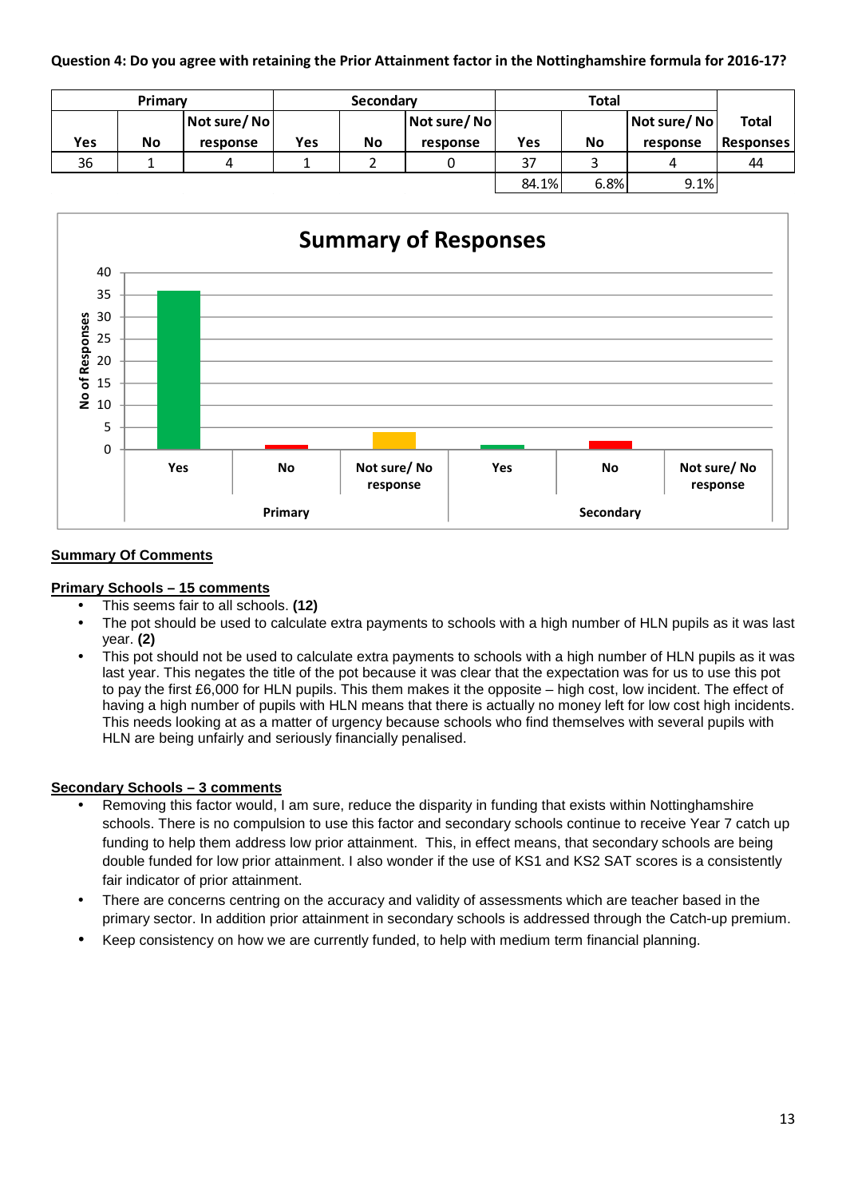**Question 4: Do you agree with retaining the Prior Attainment factor in the Nottinghamshire formula for 2016-17?**

| Primary | | | Secondary | | | Total | | | |
|---|---|---|---|---|---|---|---|---|---|
| Yes | No | Not sure/ No response | Yes | No | Not sure/ No response | Yes | No | Not sure/ No response | Total Responses |
| 36 | 1 | 4 | 1 | 2 | 0 | 37 | 3 | 4 | 44 |
| | | | | | | 84.1% | 6.8% | 9.1% | |

**Summary Of Comments**

**Primary Schools – 15 comments**

- This seems fair to all schools. **(12)**
- The pot should be used to calculate extra payments to schools with a high number of HLN pupils as it was last year. **(2)**
- This pot should not be used to calculate extra payments to schools with a high number of HLN pupils as it was last year. This negates the title of the pot because it was clear that the expectation was for us to use this pot to pay the first £6,000 for HLN pupils. This them makes it the opposite – high cost, low incident. The effect of having a high number of pupils with HLN means that there is actually no money left for low cost high incidents. This needs looking at as a matter of urgency because schools who find themselves with several pupils with HLN are being unfairly and seriously financially penalised.

**Secondary Schools – 3 comments**

- Removing this factor would, I am sure, reduce the disparity in funding that exists within Nottinghamshire schools. There is no compulsion to use this factor and secondary schools continue to receive Year 7 catch up funding to help them address low prior attainment. This, in effect means, that secondary schools are being double funded for low prior attainment. I also wonder if the use of KS1 and KS2 SAT scores is a consistently fair indicator of prior attainment.
- There are concerns centring on the accuracy and validity of assessments which are teacher based in the primary sector. In addition prior attainment in secondary schools is addressed through the Catch-up premium.
- Keep consistency on how we are currently funded, to help with medium term financial planning.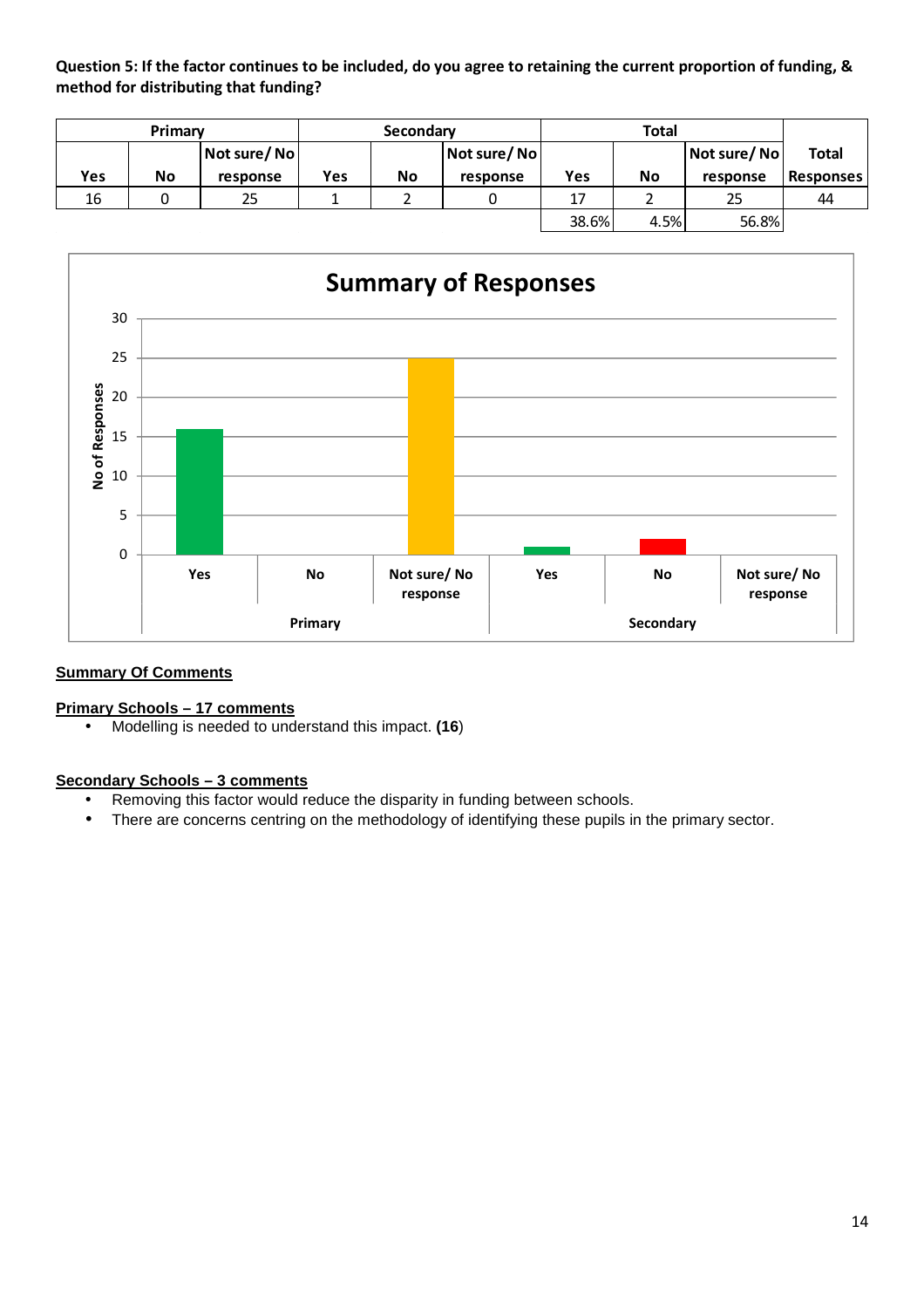**Question 5: If the factor continues to be included, do you agree to retaining the current proportion of funding, & method for distributing that funding?**

| Primary | | | Secondary | | | Total | | | |
|---|---|---|---|---|---|---|---|---|---|
| Yes | No | Not sure/ No response | Yes | No | Not sure/ No response | Yes | No | Not sure/ No response | Total Responses |
| 16 | 0 | 25 | 1 | 2 | 0 | 17 | 2 | 25 | 44 |
| | | | | | | 38.6% | 4.5% | 56.8% | |

**Summary of Responses**

| | Primary | | | Secondary | | |
|---|---|---|---|---|---|---|
| | Yes | No | Not sure/ No response | Yes | No | Not sure/ No response |
| No of Responses | 16 | 0 | 25 | 1 | 2 | 0 |

**Summary Of Comments**

**Primary Schools – 17 comments**

- Modelling is needed to understand this impact. **(16**)

**Secondary Schools – 3 comments**

- Removing this factor would reduce the disparity in funding between schools.
- There are concerns centring on the methodology of identifying these pupils in the primary sector.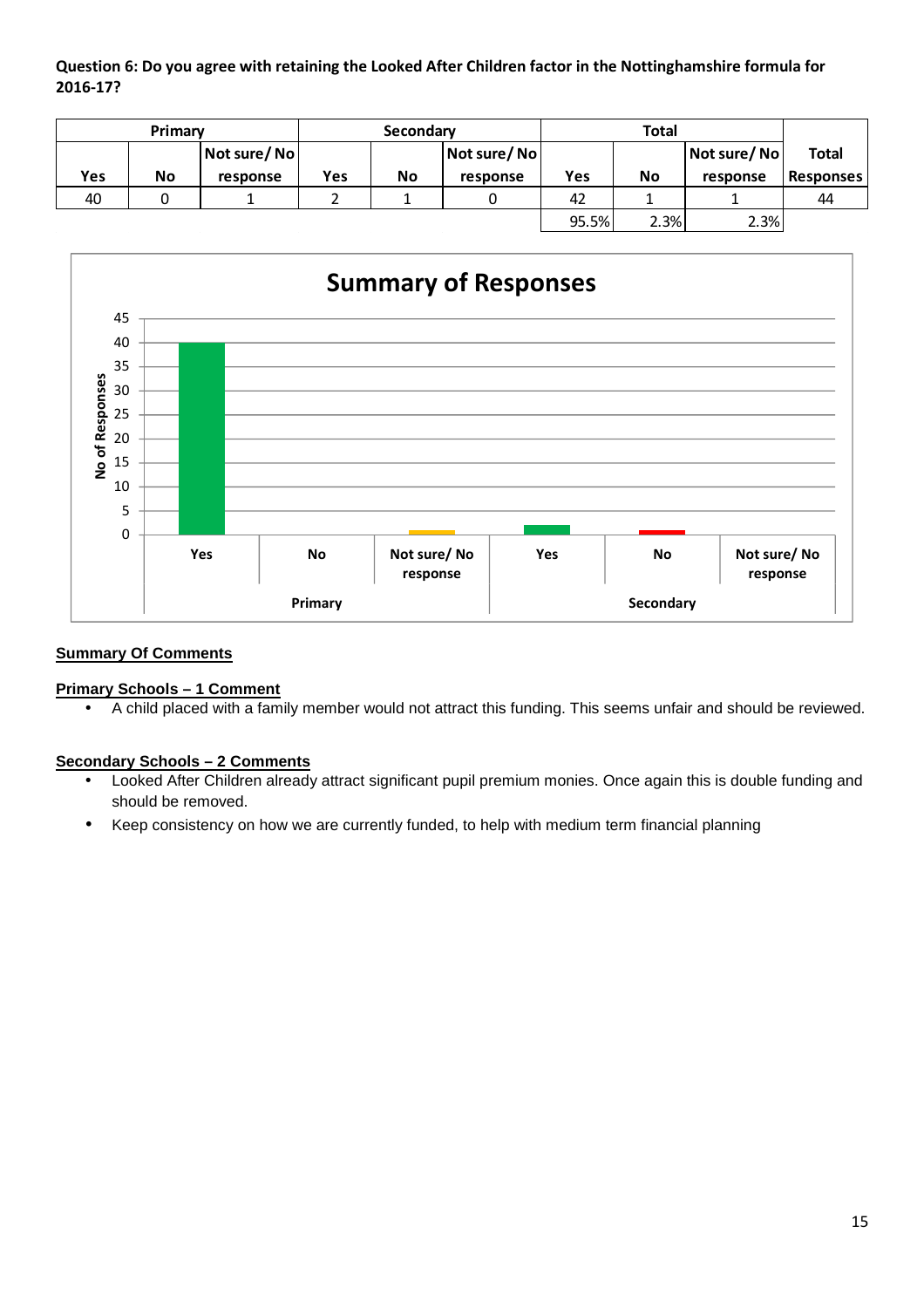**Question 6: Do you agree with retaining the Looked After Children factor in the Nottinghamshire formula for 2016-17?**

| Primary | | | Secondary | | | Total | | | |
|---|---|---|---|---|---|---|---|---|---|
| Yes | No | Not sure/ No response | Yes | No | Not sure/ No response | Yes | No | Not sure/ No response | Total Responses |
| 40 | 0 | 1 | 2 | 1 | 0 | 42 | 1 | 1 | 44 |
| | | | | | | 95.5% | 2.3% | 2.3% | |

**Summary of Responses**

## Summary Of Comments

### Primary Schools – 1 Comment

- A child placed with a family member would not attract this funding. This seems unfair and should be reviewed.

### Secondary Schools – 2 Comments

- Looked After Children already attract significant pupil premium monies. Once again this is double funding and should be removed.
- Keep consistency on how we are currently funded, to help with medium term financial planning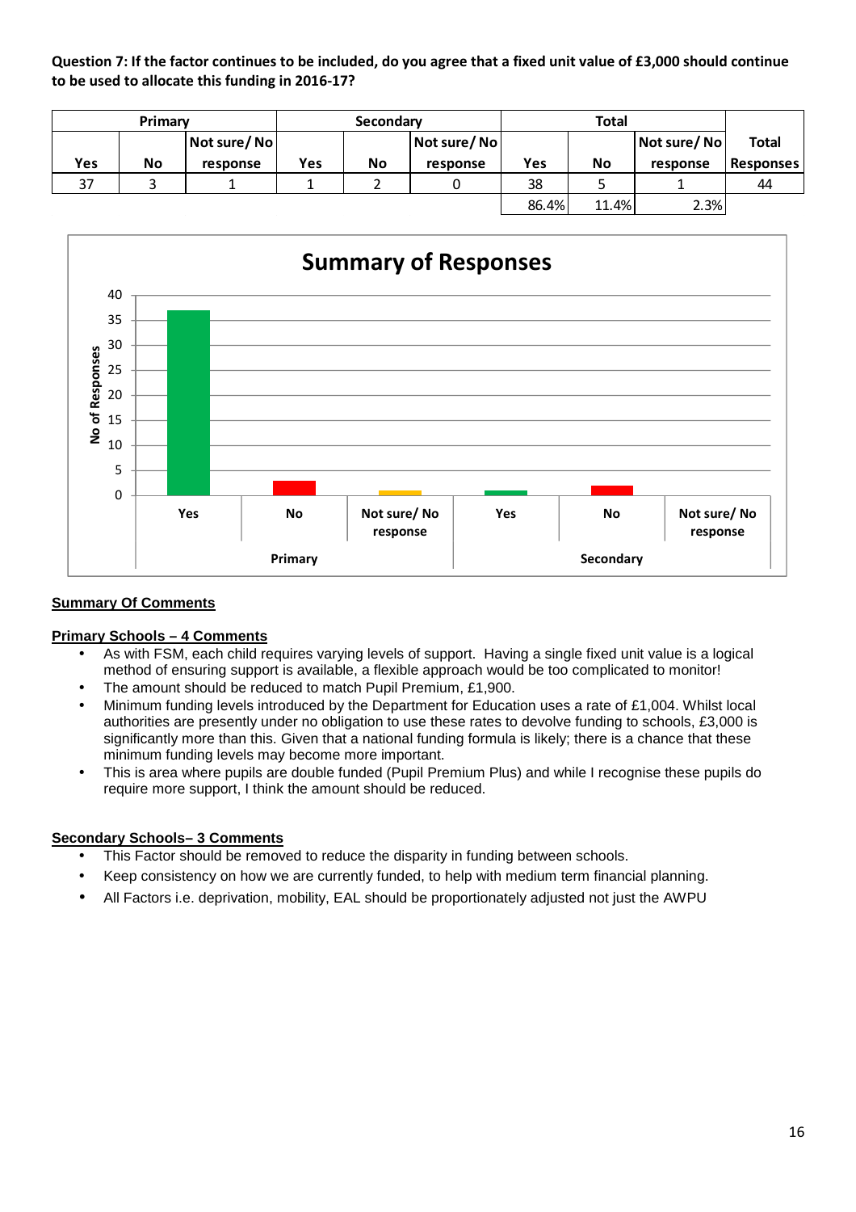**Question 7: If the factor continues to be included, do you agree that a fixed unit value of £3,000 should continue to be used to allocate this funding in 2016-17?**

| Primary | | | Secondary | | | Total | | | Total Responses |
|---|---|---|---|---|---|---|---|---|---|
| Yes | No | Not sure/ No response | Yes | No | Not sure/ No response | Yes | No | Not sure/ No response | |
| 37 | 3 | 1 | 1 | 2 | 0 | 38 | 5 | 1 | 44 |
| | | | | | | 86.4% | 11.4% | 2.3% | |

**Summary of Responses**

| | | No of Responses |
|---|---|---|
| Primary | Yes | 37 |
| Primary | No | 3 |
| Primary | Not sure/ No response | 1 |
| Secondary | Yes | 1 |
| Secondary | No | 2 |
| Secondary | Not sure/ No response | 0 |

**Summary Of Comments**

**Primary Schools – 4 Comments**

- As with FSM, each child requires varying levels of support. Having a single fixed unit value is a logical method of ensuring support is available, a flexible approach would be too complicated to monitor!
- The amount should be reduced to match Pupil Premium, £1,900.
- Minimum funding levels introduced by the Department for Education uses a rate of £1,004. Whilst local authorities are presently under no obligation to use these rates to devolve funding to schools, £3,000 is significantly more than this. Given that a national funding formula is likely; there is a chance that these minimum funding levels may become more important.
- This is area where pupils are double funded (Pupil Premium Plus) and while I recognise these pupils do require more support, I think the amount should be reduced.

**Secondary Schools– 3 Comments**

- This Factor should be removed to reduce the disparity in funding between schools.
- Keep consistency on how we are currently funded, to help with medium term financial planning.
- All Factors i.e. deprivation, mobility, EAL should be proportionately adjusted not just the AWPU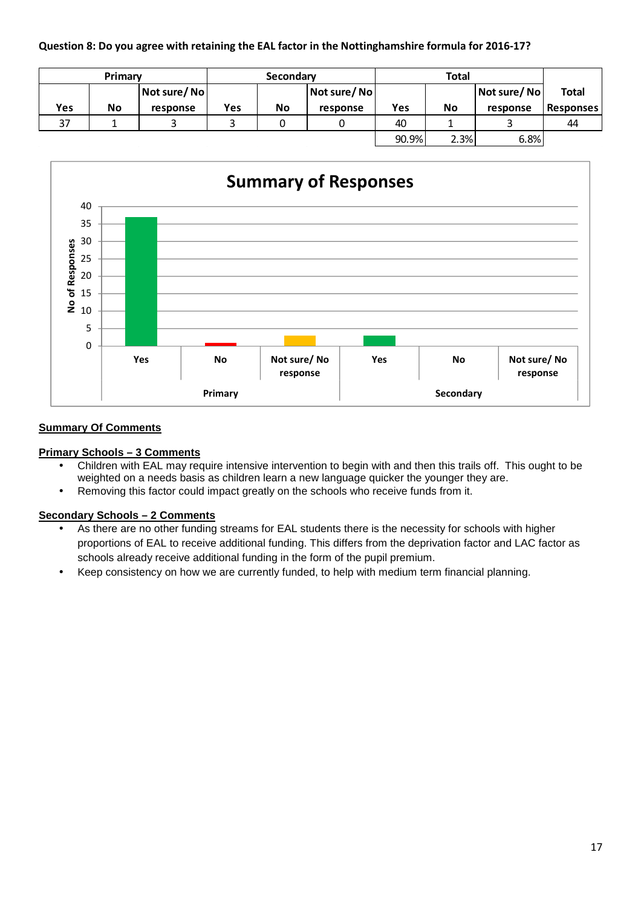**Question 8: Do you agree with retaining the EAL factor in the Nottinghamshire formula for 2016-17?**

| Primary | | | Secondary | | | Total | | | |
|---|---|---|---|---|---|---|---|---|---|
| Yes | No | Not sure/ No response | Yes | No | Not sure/ No response | Yes | No | Not sure/ No response | Total Responses |
| 37 | 1 | 3 | 3 | 0 | 0 | 40 | 1 | 3 | 44 |
| | | | | | | 90.9% | 2.3% | 6.8% | |

**Summary Of Comments**

**Primary Schools – 3 Comments**

- Children with EAL may require intensive intervention to begin with and then this trails off. This ought to be weighted on a needs basis as children learn a new language quicker the younger they are.
- Removing this factor could impact greatly on the schools who receive funds from it.

**Secondary Schools – 2 Comments**

- As there are no other funding streams for EAL students there is the necessity for schools with higher proportions of EAL to receive additional funding. This differs from the deprivation factor and LAC factor as schools already receive additional funding in the form of the pupil premium.
- Keep consistency on how we are currently funded, to help with medium term financial planning.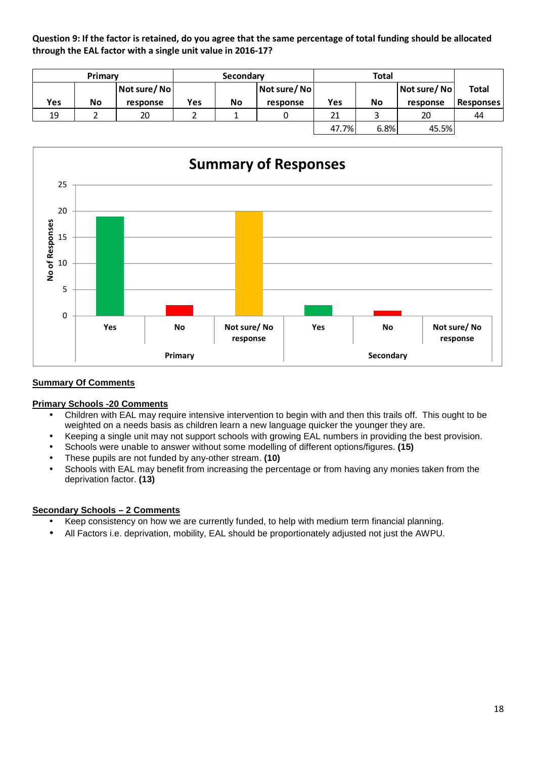**Question 9: If the factor is retained, do you agree that the same percentage of total funding should be allocated through the EAL factor with a single unit value in 2016-17?**

| Primary | | | Secondary | | | Total | | | |
|---|---|---|---|---|---|---|---|---|---|
| Yes | No | Not sure/ No response | Yes | No | Not sure/ No response | Yes | No | Not sure/ No response | Total Responses |
| 19 | 2 | 20 | 2 | 1 | 0 | 21 | 3 | 20 | 44 |
| | | | | | | 47.7% | 6.8% | 45.5% | |

**Summary of Responses**

| | Yes | No | Not sure/ No response |
|---|---|---|---|
| Primary | 19 | 2 | 20 |
| Secondary | 2 | 1 | 0 |

**Summary Of Comments**

**Primary Schools -20 Comments**

- Children with EAL may require intensive intervention to begin with and then this trails off. This ought to be weighted on a needs basis as children learn a new language quicker the younger they are.
- Keeping a single unit may not support schools with growing EAL numbers in providing the best provision.
- Schools were unable to answer without some modelling of different options/figures. **(15)**
- These pupils are not funded by any-other stream. **(10)**
- Schools with EAL may benefit from increasing the percentage or from having any monies taken from the deprivation factor. **(13)**

**Secondary Schools – 2 Comments**

- Keep consistency on how we are currently funded, to help with medium term financial planning.
- All Factors i.e. deprivation, mobility, EAL should be proportionately adjusted not just the AWPU.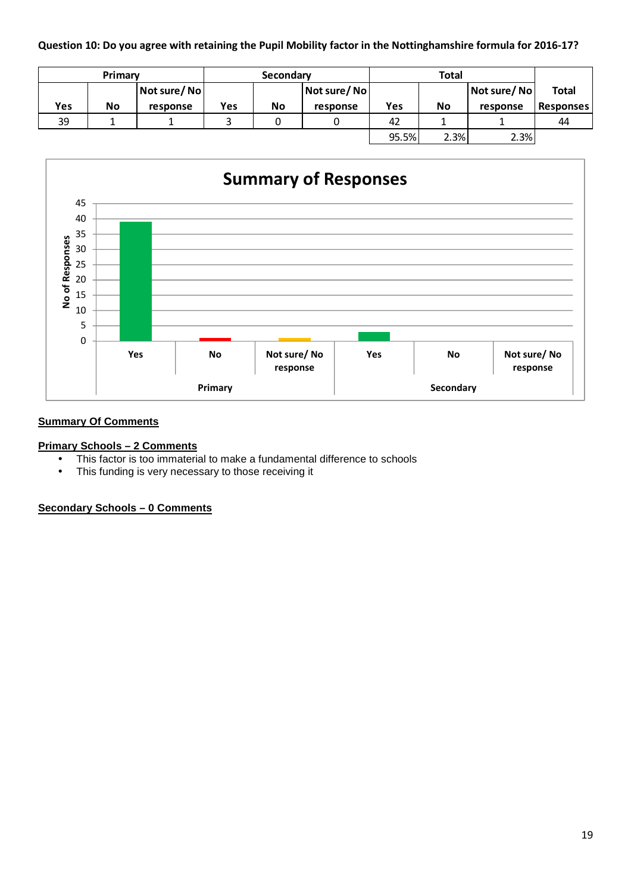**Question 10: Do you agree with retaining the Pupil Mobility factor in the Nottinghamshire formula for 2016-17?**

| Primary | | | Secondary | | | Total | | | |
|---|---|---|---|---|---|---|---|---|---|
| Yes | No | Not sure/ No response | Yes | No | Not sure/ No response | Yes | No | Not sure/ No response | Total Responses |
| 39 | 1 | 1 | 3 | 0 | 0 | 42 | 1 | 1 | 44 |
| | | | | | | 95.5% | 2.3% | 2.3% | |

**Summary of Responses**

| | Yes | No | Not sure/ No response |
|---|---|---|---|
| Primary | 39 | 1 | 1 |
| Secondary | 3 | 0 | 0 |

**Summary Of Comments**

**Primary Schools – 2 Comments**

- This factor is too immaterial to make a fundamental difference to schools
- This funding is very necessary to those receiving it

**Secondary Schools – 0 Comments**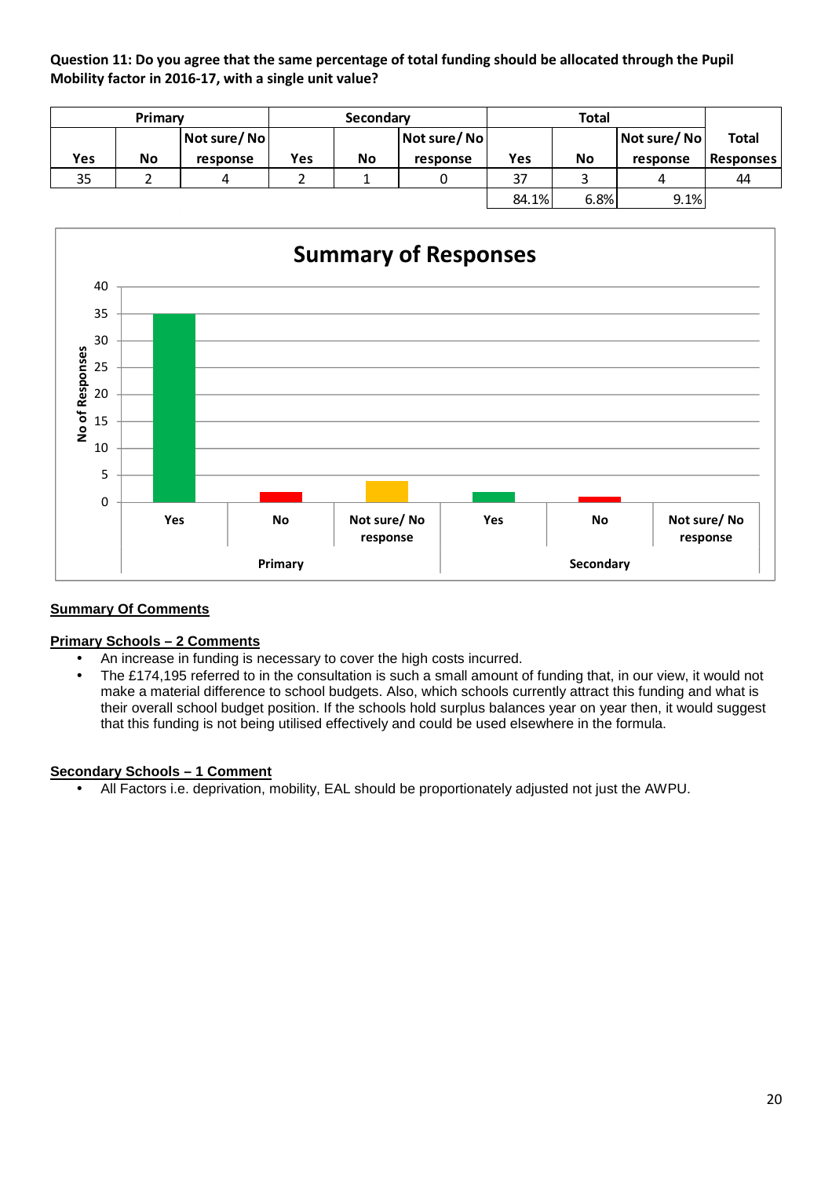**Question 11: Do you agree that the same percentage of total funding should be allocated through the Pupil Mobility factor in 2016-17, with a single unit value?**

| Primary | | | Secondary | | | Total | | | |
|---|---|---|---|---|---|---|---|---|---|
| Yes | No | Not sure/ No response | Yes | No | Not sure/ No response | Yes | No | Not sure/ No response | Total Responses |
| 35 | 2 | 4 | 2 | 1 | 0 | 37 | 3 | 4 | 44 |
| | | | | | | 84.1% | 6.8% | 9.1% | |

**Summary of Responses**

| | Primary | | | Secondary | | |
|---|---|---|---|---|---|---|
| | Yes | No | Not sure/ No response | Yes | No | Not sure/ No response |
| No of Responses | 35 | 2 | 4 | 2 | 1 | 0 |

**Summary Of Comments**

**Primary Schools – 2 Comments**

- An increase in funding is necessary to cover the high costs incurred.
- The £174,195 referred to in the consultation is such a small amount of funding that, in our view, it would not make a material difference to school budgets. Also, which schools currently attract this funding and what is their overall school budget position. If the schools hold surplus balances year on year then, it would suggest that this funding is not being utilised effectively and could be used elsewhere in the formula.

**Secondary Schools – 1 Comment**

- All Factors i.e. deprivation, mobility, EAL should be proportionately adjusted not just the AWPU.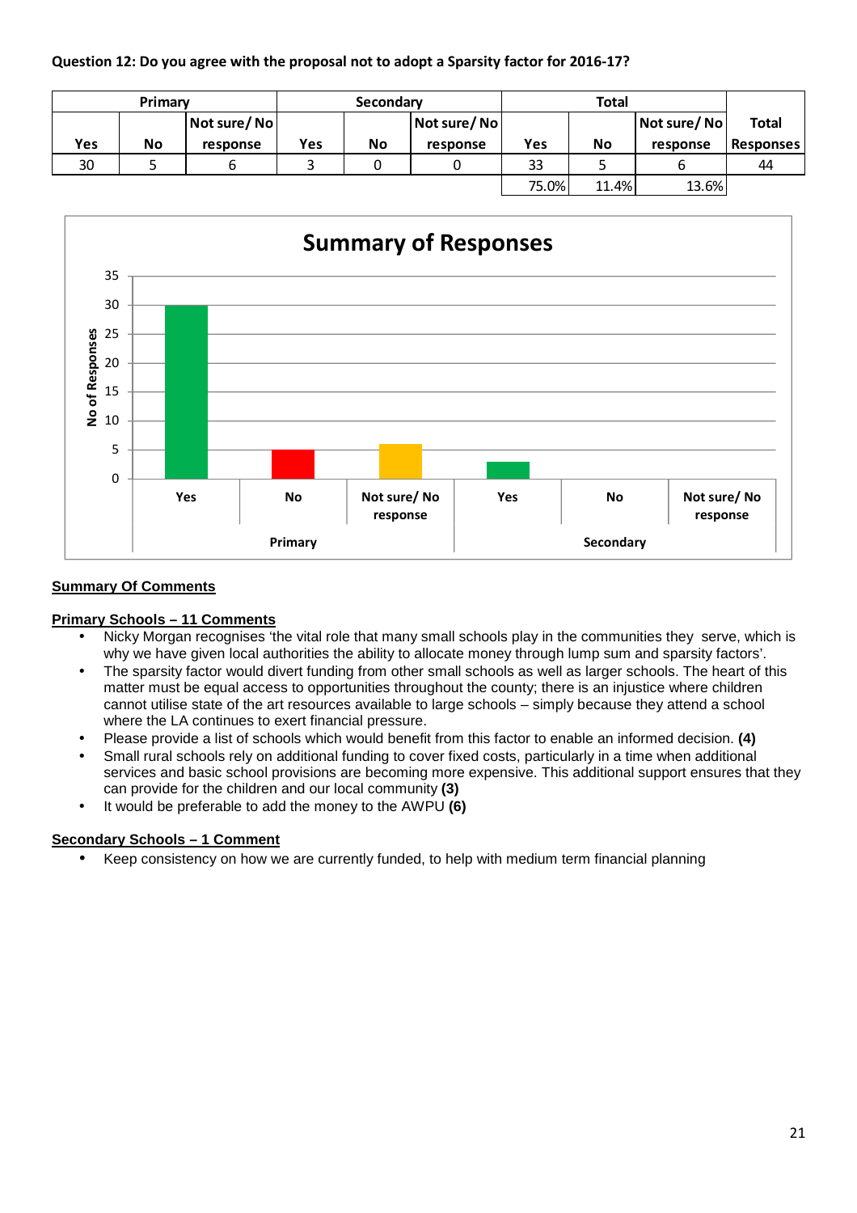**Question 12: Do you agree with the proposal not to adopt a Sparsity factor for 2016-17?**

| Primary | | | Secondary | | | Total | | | |
|---|---|---|---|---|---|---|---|---|---|
| Yes | No | Not sure/ No response | Yes | No | Not sure/ No response | Yes | No | Not sure/ No response | Total Responses |
| 30 | 5 | 6 | 3 | 0 | 0 | 33 | 5 | 6 | 44 |
| | | | | | | 75.0% | 11.4% | 13.6% | |

**Summary of Responses**

| | Primary | | | Secondary | | |
|---|---|---|---|---|---|---|
| | Yes | No | Not sure/ No response | Yes | No | Not sure/ No response |
| No of Responses | 30 | 5 | 6 | 3 | 0 | 0 |

**Summary Of Comments**

**Primary Schools – 11 Comments**

- Nicky Morgan recognises 'the vital role that many small schools play in the communities they serve, which is why we have given local authorities the ability to allocate money through lump sum and sparsity factors'.
- The sparsity factor would divert funding from other small schools as well as larger schools. The heart of this matter must be equal access to opportunities throughout the county; there is an injustice where children cannot utilise state of the art resources available to large schools – simply because they attend a school where the LA continues to exert financial pressure.
- Please provide a list of schools which would benefit from this factor to enable an informed decision. **(4)**
- Small rural schools rely on additional funding to cover fixed costs, particularly in a time when additional services and basic school provisions are becoming more expensive. This additional support ensures that they can provide for the children and our local community **(3)**
- It would be preferable to add the money to the AWPU **(6)**

**Secondary Schools – 1 Comment**

- Keep consistency on how we are currently funded, to help with medium term financial planning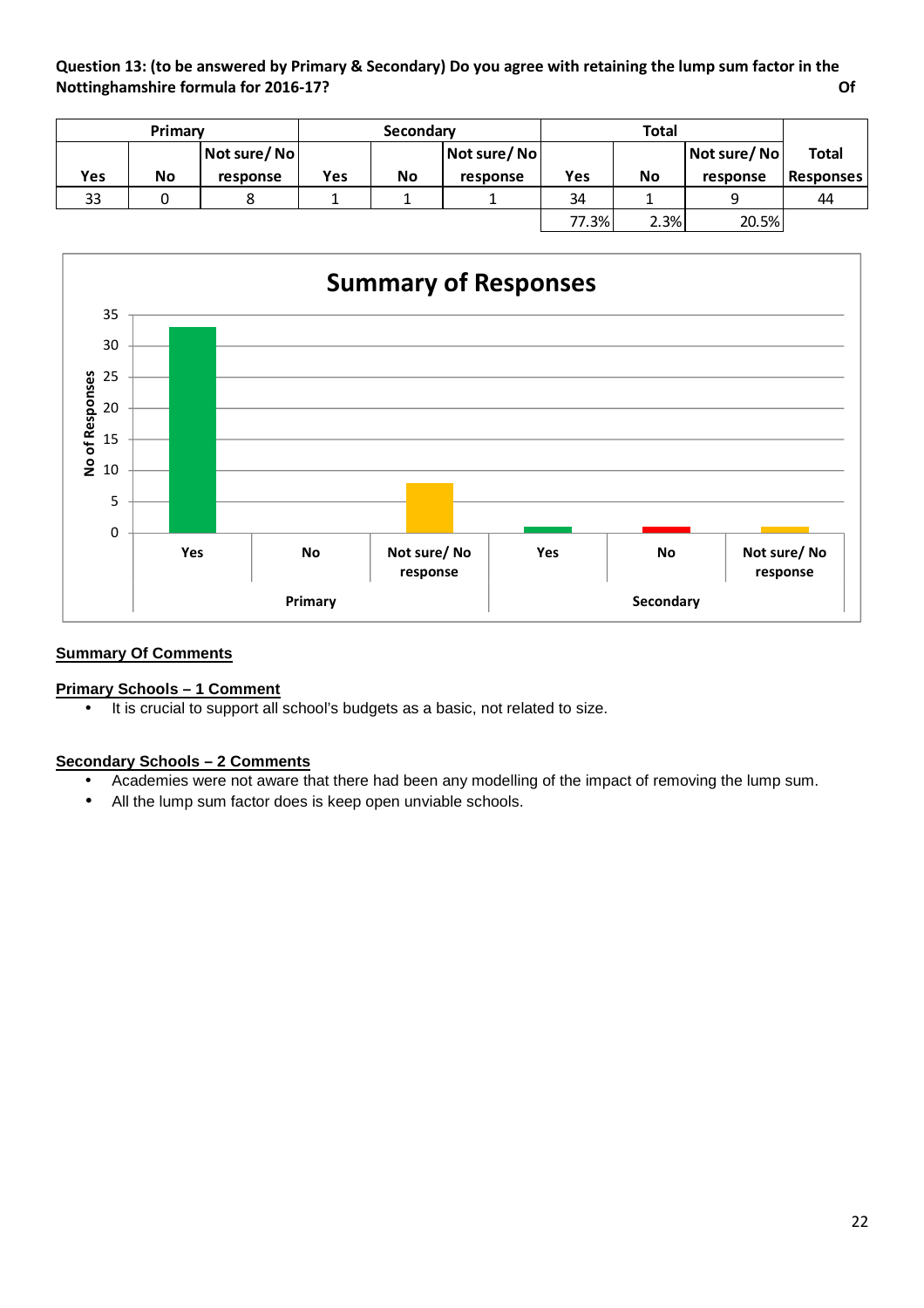**Question 13: (to be answered by Primary & Secondary) Do you agree with retaining the lump sum factor in the Nottinghamshire formula for 2016-17?** **Of**

| Primary | | | Secondary | | | Total | | | |
|---|---|---|---|---|---|---|---|---|---|
| Yes | No | Not sure/ No response | Yes | No | Not sure/ No response | Yes | No | Not sure/ No response | Total Responses |
| 33 | 0 | 8 | 1 | 1 | 1 | 34 | 1 | 9 | 44 |
| | | | | | | 77.3% | 2.3% | 20.5% | |

**Summary of Responses**

| | Primary | | | Secondary | | |
|---|---|---|---|---|---|---|
| | Yes | No | Not sure/ No response | Yes | No | Not sure/ No response |
| No of Responses | 33 | 0 | 8 | 1 | 1 | 1 |

**Summary Of Comments**

**Primary Schools – 1 Comment**

- It is crucial to support all school's budgets as a basic, not related to size.

**Secondary Schools – 2 Comments**

- Academies were not aware that there had been any modelling of the impact of removing the lump sum.
- All the lump sum factor does is keep open unviable schools.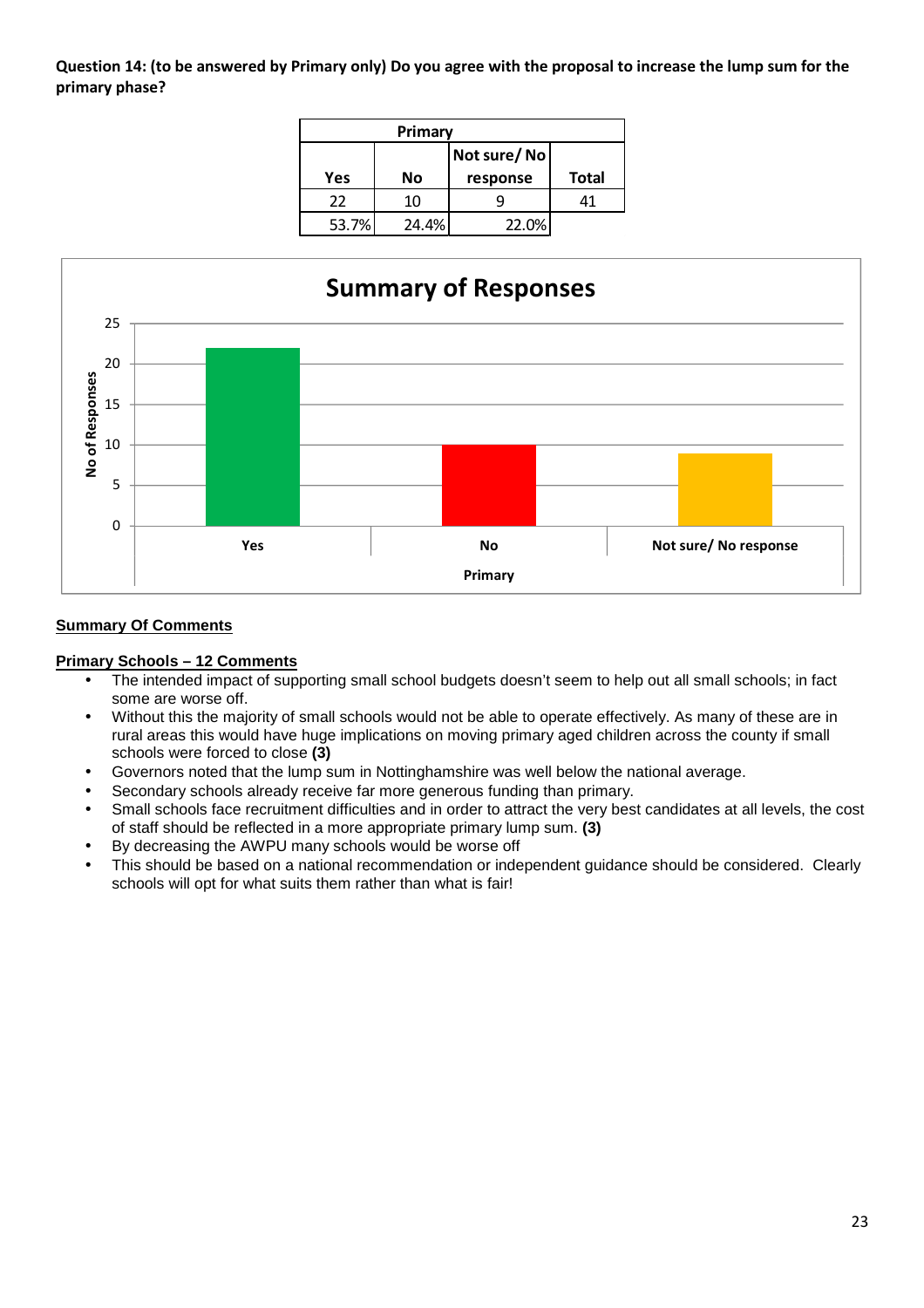**Question 14: (to be answered by Primary only) Do you agree with the proposal to increase the lump sum for the primary phase?**

| Primary | | | |
|---|---|---|---|
| Yes | No | Not sure/ No response | Total |
| 22 | 10 | 9 | 41 |
| 53.7% | 24.4% | 22.0% | |

**Summary of Responses**

| Primary | No of Responses |
|---|---|
| Yes | 22 |
| No | 10 |
| Not sure/ No response | 9 |

**Summary Of Comments**

**Primary Schools – 12 Comments**

- The intended impact of supporting small school budgets doesn't seem to help out all small schools; in fact some are worse off.
- Without this the majority of small schools would not be able to operate effectively. As many of these are in rural areas this would have huge implications on moving primary aged children across the county if small schools were forced to close **(3)**
- Governors noted that the lump sum in Nottinghamshire was well below the national average.
- Secondary schools already receive far more generous funding than primary.
- Small schools face recruitment difficulties and in order to attract the very best candidates at all levels, the cost of staff should be reflected in a more appropriate primary lump sum. **(3)**
- By decreasing the AWPU many schools would be worse off
- This should be based on a national recommendation or independent guidance should be considered. Clearly schools will opt for what suits them rather than what is fair!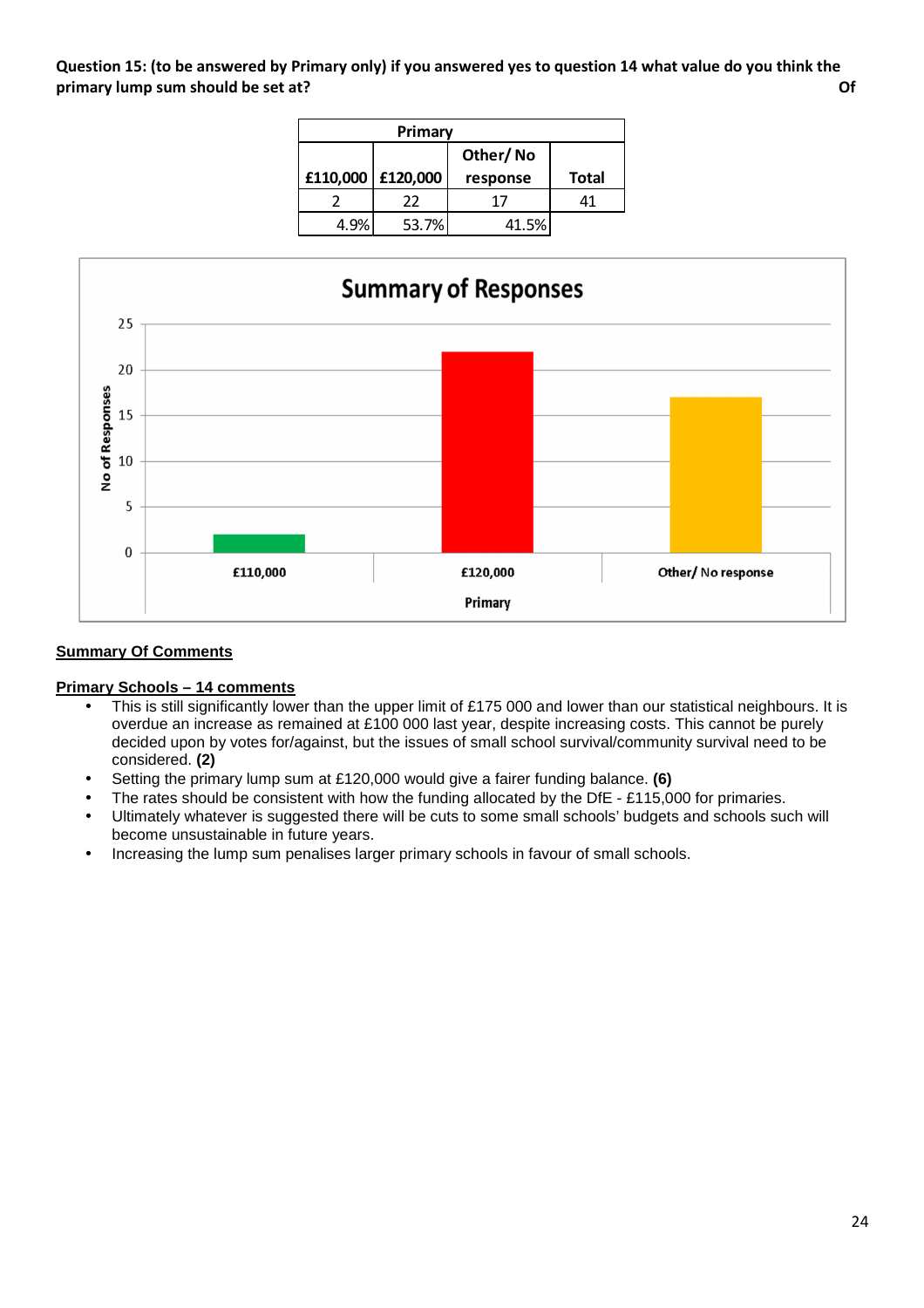**Question 15: (to be answered by Primary only) if you answered yes to question 14 what value do you think the primary lump sum should be set at?** **Of**

| Primary | | | |
|---|---|---|---|
| £110,000 | £120,000 | Other/ No response | Total |
| 2 | 22 | 17 | 41 |
| 4.9% | 53.7% | 41.5% | |

**Summary of Responses**

| Primary | No of Responses |
|---|---|
| £110,000 | 2 |
| £120,000 | 22 |
| Other/ No response | 17 |

**Summary Of Comments**

**Primary Schools – 14 comments**

- This is still significantly lower than the upper limit of £175 000 and lower than our statistical neighbours. It is overdue an increase as remained at £100 000 last year, despite increasing costs. This cannot be purely decided upon by votes for/against, but the issues of small school survival/community survival need to be considered. **(2)**
- Setting the primary lump sum at £120,000 would give a fairer funding balance. **(6)**
- The rates should be consistent with how the funding allocated by the DfE - £115,000 for primaries.
- Ultimately whatever is suggested there will be cuts to some small schools' budgets and schools such will become unsustainable in future years.
- Increasing the lump sum penalises larger primary schools in favour of small schools.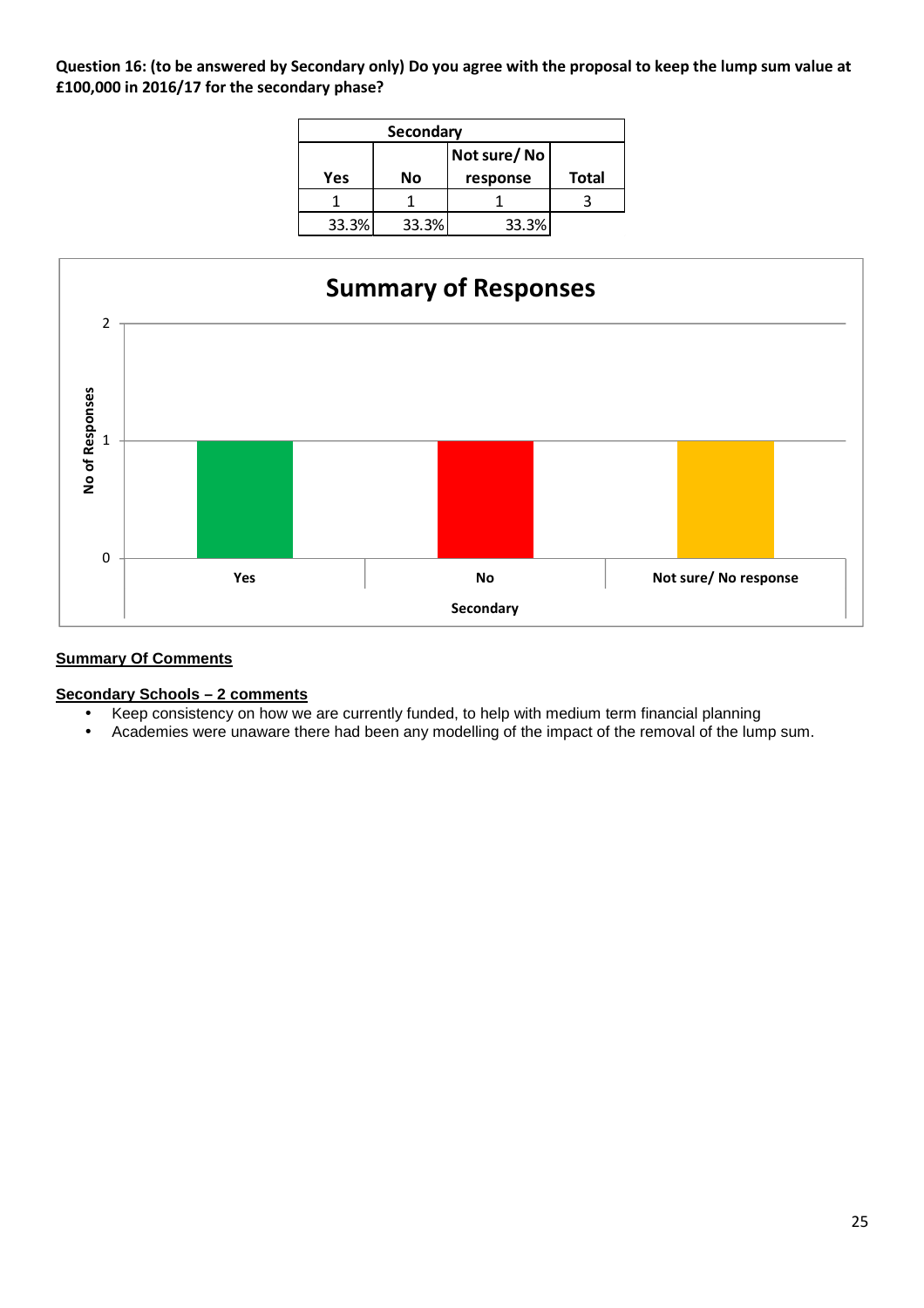**Question 16: (to be answered by Secondary only) Do you agree with the proposal to keep the lump sum value at £100,000 in 2016/17 for the secondary phase?**

| Secondary | | | |
|---|---|---|---|
| Yes | No | Not sure/ No response | Total |
| 1 | 1 | 1 | 3 |
| 33.3% | 33.3% | 33.3% | |

**Summary of Responses**

| Secondary | No of Responses |
|---|---|
| Yes | 1 |
| No | 1 |
| Not sure/ No response | 1 |

**Summary Of Comments**

**Secondary Schools – 2 comments**

- Keep consistency on how we are currently funded, to help with medium term financial planning
- Academies were unaware there had been any modelling of the impact of the removal of the lump sum.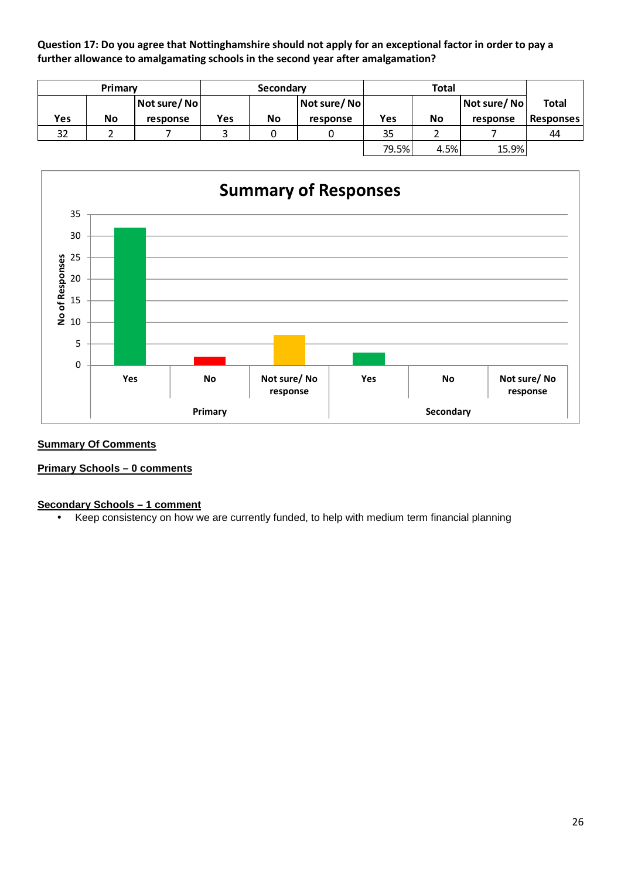**Question 17: Do you agree that Nottinghamshire should not apply for an exceptional factor in order to pay a further allowance to amalgamating schools in the second year after amalgamation?**

| Primary | | | Secondary | | | Total | | | |
|---|---|---|---|---|---|---|---|---|---|
| Yes | No | Not sure/ No response | Yes | No | Not sure/ No response | Yes | No | Not sure/ No response | Total Responses |
| 32 | 2 | 7 | 3 | 0 | 0 | 35 | 2 | 7 | 44 |
| | | | | | | 79.5% | 4.5% | 15.9% | |

**Summary of Responses**

| | Primary | | | Secondary | | |
|---|---|---|---|---|---|---|
| | Yes | No | Not sure/ No response | Yes | No | Not sure/ No response |
| No of Responses | 32 | 2 | 7 | 3 | 0 | 0 |

**Summary Of Comments**

**Primary Schools – 0 comments**

**Secondary Schools – 1 comment**

- Keep consistency on how we are currently funded, to help with medium term financial planning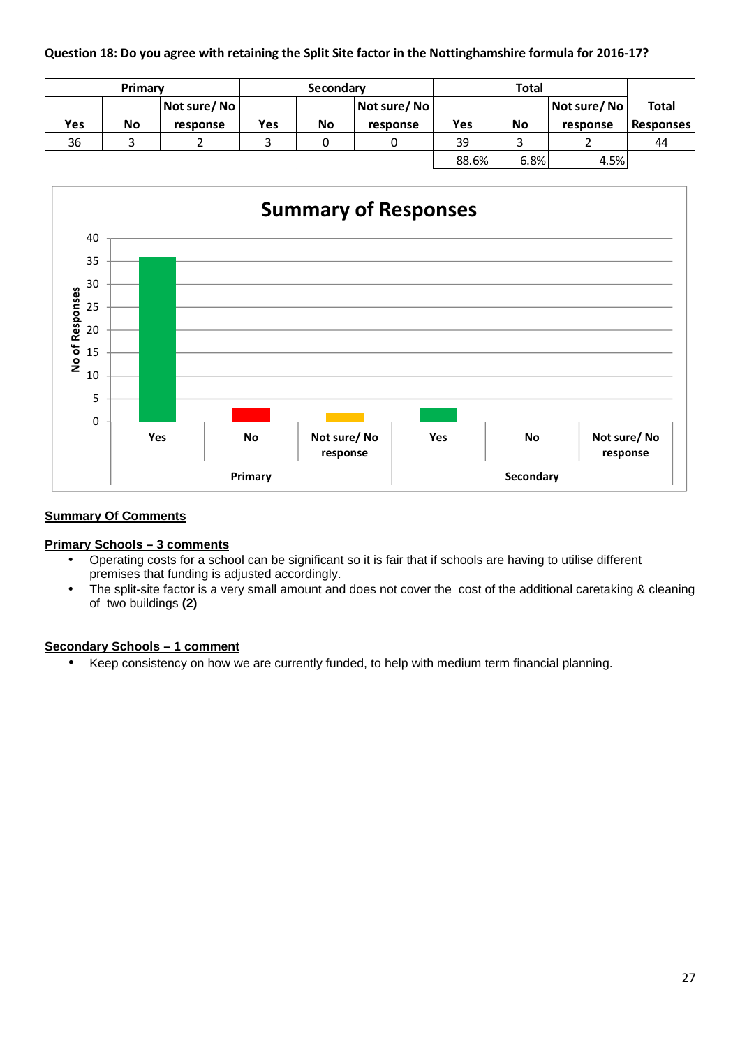**Question 18: Do you agree with retaining the Split Site factor in the Nottinghamshire formula for 2016-17?**

| Primary | | | Secondary | | | Total | | | |
|---|---|---|---|---|---|---|---|---|---|
| Yes | No | Not sure/ No response | Yes | No | Not sure/ No response | Yes | No | Not sure/ No response | Total Responses |
| 36 | 3 | 2 | 3 | 0 | 0 | 39 | 3 | 2 | 44 |
| | | | | | | 88.6% | 6.8% | 4.5% | |

**Summary of Responses**

| | Primary | | | Secondary | | |
|---|---|---|---|---|---|---|
| | Yes | No | Not sure/ No response | Yes | No | Not sure/ No response |
| No of Responses | 36 | 3 | 2 | 3 | 0 | 0 |

**Summary Of Comments**

**Primary Schools – 3 comments**

- Operating costs for a school can be significant so it is fair that if schools are having to utilise different premises that funding is adjusted accordingly.
- The split-site factor is a very small amount and does not cover the cost of the additional caretaking & cleaning of two buildings **(2)**

**Secondary Schools – 1 comment**

- Keep consistency on how we are currently funded, to help with medium term financial planning.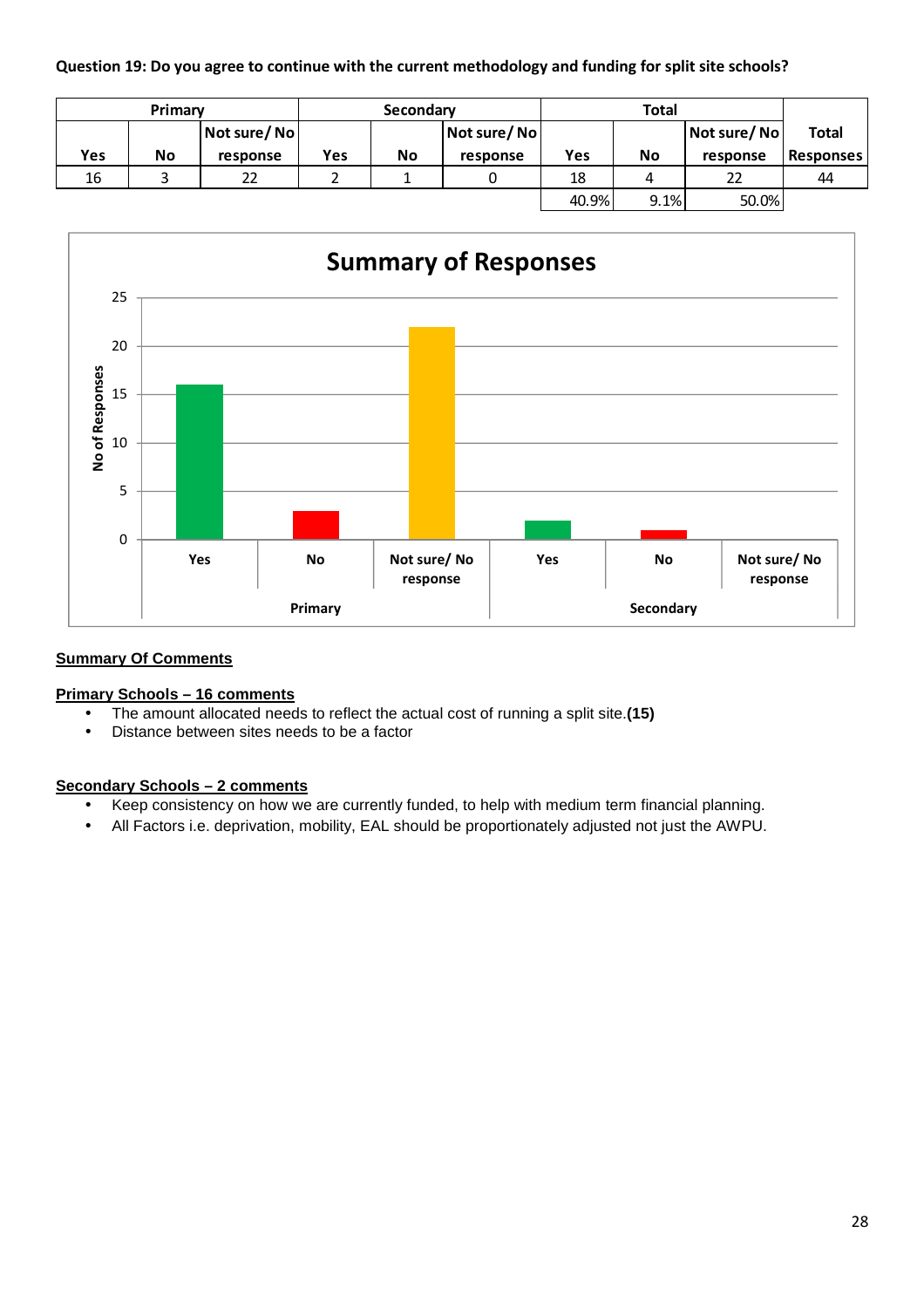**Question 19: Do you agree to continue with the current methodology and funding for split site schools?**

| Primary | | | Secondary | | | Total | | | |
|---|---|---|---|---|---|---|---|---|---|
| Yes | No | Not sure/ No response | Yes | No | Not sure/ No response | Yes | No | Not sure/ No response | Total Responses |
| 16 | 3 | 22 | 2 | 1 | 0 | 18 | 4 | 22 | 44 |
| | | | | | | 40.9% | 9.1% | 50.0% | |

**Summary of Responses**

| | Yes | No | Not sure/ No response |
|---|---|---|---|
| Primary | 16 | 3 | 22 |
| Secondary | 2 | 1 | 0 |

**Summary Of Comments**

**Primary Schools – 16 comments**

- The amount allocated needs to reflect the actual cost of running a split site.**(15)**
- Distance between sites needs to be a factor

**Secondary Schools – 2 comments**

- Keep consistency on how we are currently funded, to help with medium term financial planning.
- All Factors i.e. deprivation, mobility, EAL should be proportionately adjusted not just the AWPU.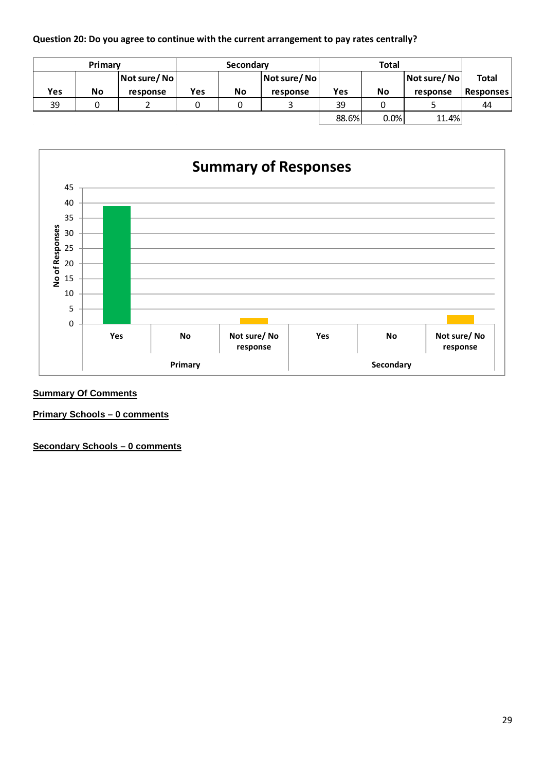**Question 20: Do you agree to continue with the current arrangement to pay rates centrally?**

| Primary | | | Secondary | | | Total | | | |
|---|---|---|---|---|---|---|---|---|---|
| Yes | No | Not sure/ No response | Yes | No | Not sure/ No response | Yes | No | Not sure/ No response | Total Responses |
| 39 | 0 | 2 | 0 | 0 | 3 | 39 | 0 | 5 | 44 |
| | | | | | | 88.6% | 0.0% | 11.4% | |

**Summary of Responses**

| | Yes | No | Not sure/ No response |
|---|---|---|---|
| Primary | 39 | 0 | 2 |
| Secondary | 0 | 0 | 3 |

**Summary Of Comments**

**Primary Schools – 0 comments**

**Secondary Schools – 0 comments**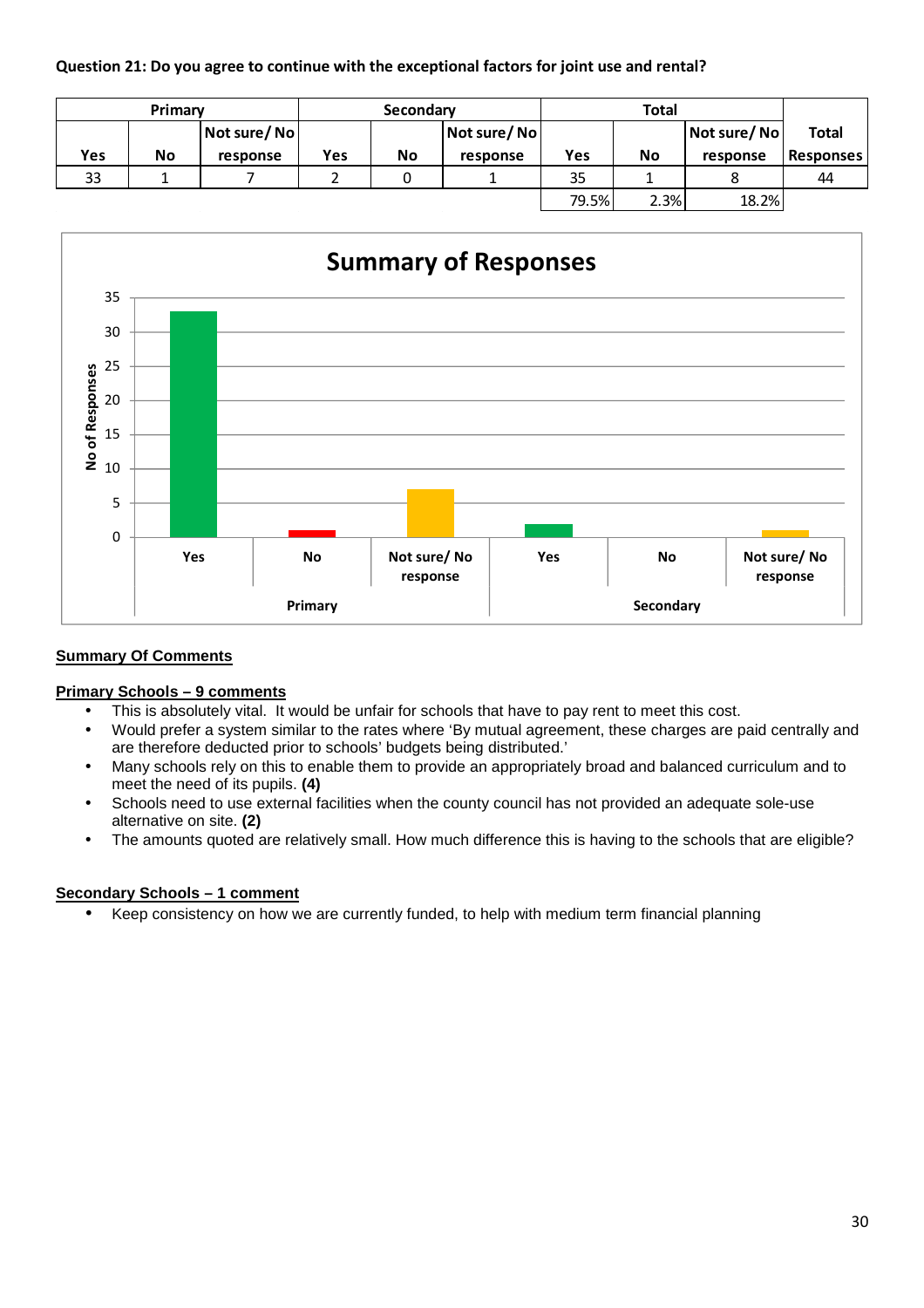**Question 21: Do you agree to continue with the exceptional factors for joint use and rental?**

| Primary | | | Secondary | | | Total | | | |
|---|---|---|---|---|---|---|---|---|---|
| Yes | No | Not sure/ No response | Yes | No | Not sure/ No response | Yes | No | Not sure/ No response | Total Responses |
| 33 | 1 | 7 | 2 | 0 | 1 | 35 | 1 | 8 | 44 |
| | | | | | | 79.5% | 2.3% | 18.2% | |

**Summary of Responses**

| | Yes | No | Not sure/ No response |
|---|---|---|---|
| Primary | 33 | 1 | 7 |
| Secondary | 2 | 0 | 1 |

**Summary Of Comments**

**Primary Schools – 9 comments**

- This is absolutely vital. It would be unfair for schools that have to pay rent to meet this cost.
- Would prefer a system similar to the rates where 'By mutual agreement, these charges are paid centrally and are therefore deducted prior to schools' budgets being distributed.'
- Many schools rely on this to enable them to provide an appropriately broad and balanced curriculum and to meet the need of its pupils. **(4)**
- Schools need to use external facilities when the county council has not provided an adequate sole-use alternative on site. **(2)**
- The amounts quoted are relatively small. How much difference this is having to the schools that are eligible?

**Secondary Schools – 1 comment**

- Keep consistency on how we are currently funded, to help with medium term financial planning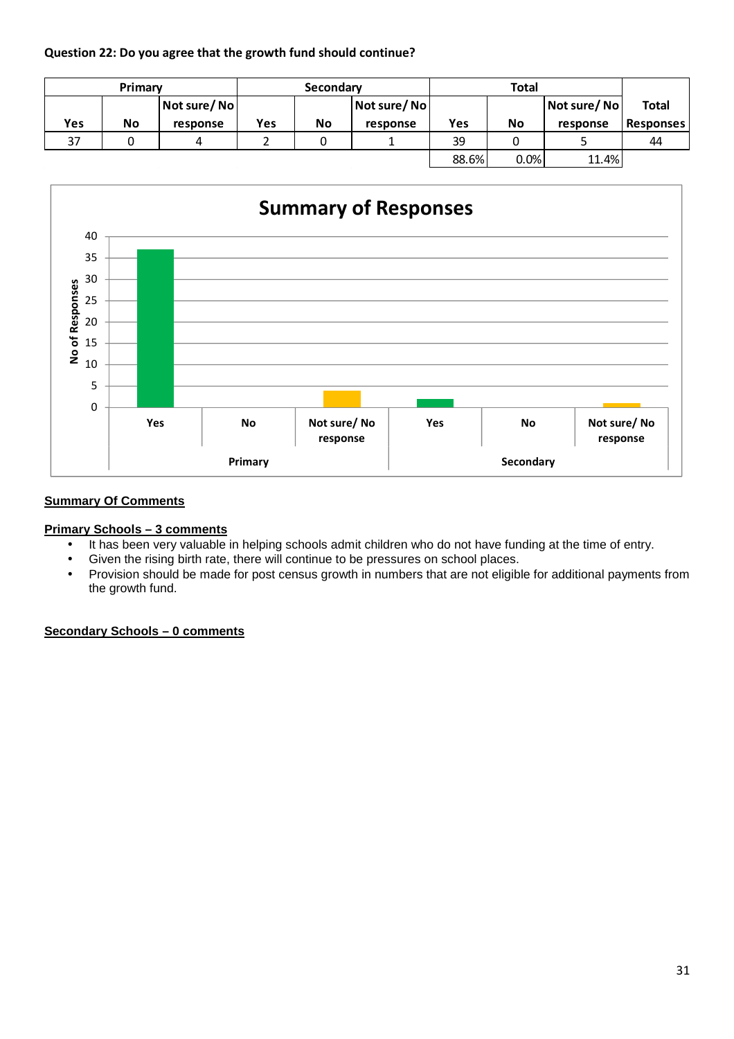**Question 22: Do you agree that the growth fund should continue?**

| Primary | | | Secondary | | | Total | | | |
|---|---|---|---|---|---|---|---|---|---|
| Yes | No | Not sure/ No response | Yes | No | Not sure/ No response | Yes | No | Not sure/ No response | Total Responses |
| 37 | 0 | 4 | 2 | 0 | 1 | 39 | 0 | 5 | 44 |
| | | | | | | 88.6% | 0.0% | 11.4% | |

**Summary of Responses**

**Summary Of Comments**

**Primary Schools – 3 comments**

- It has been very valuable in helping schools admit children who do not have funding at the time of entry.
- Given the rising birth rate, there will continue to be pressures on school places.
- Provision should be made for post census growth in numbers that are not eligible for additional payments from the growth fund.

**Secondary Schools – 0 comments**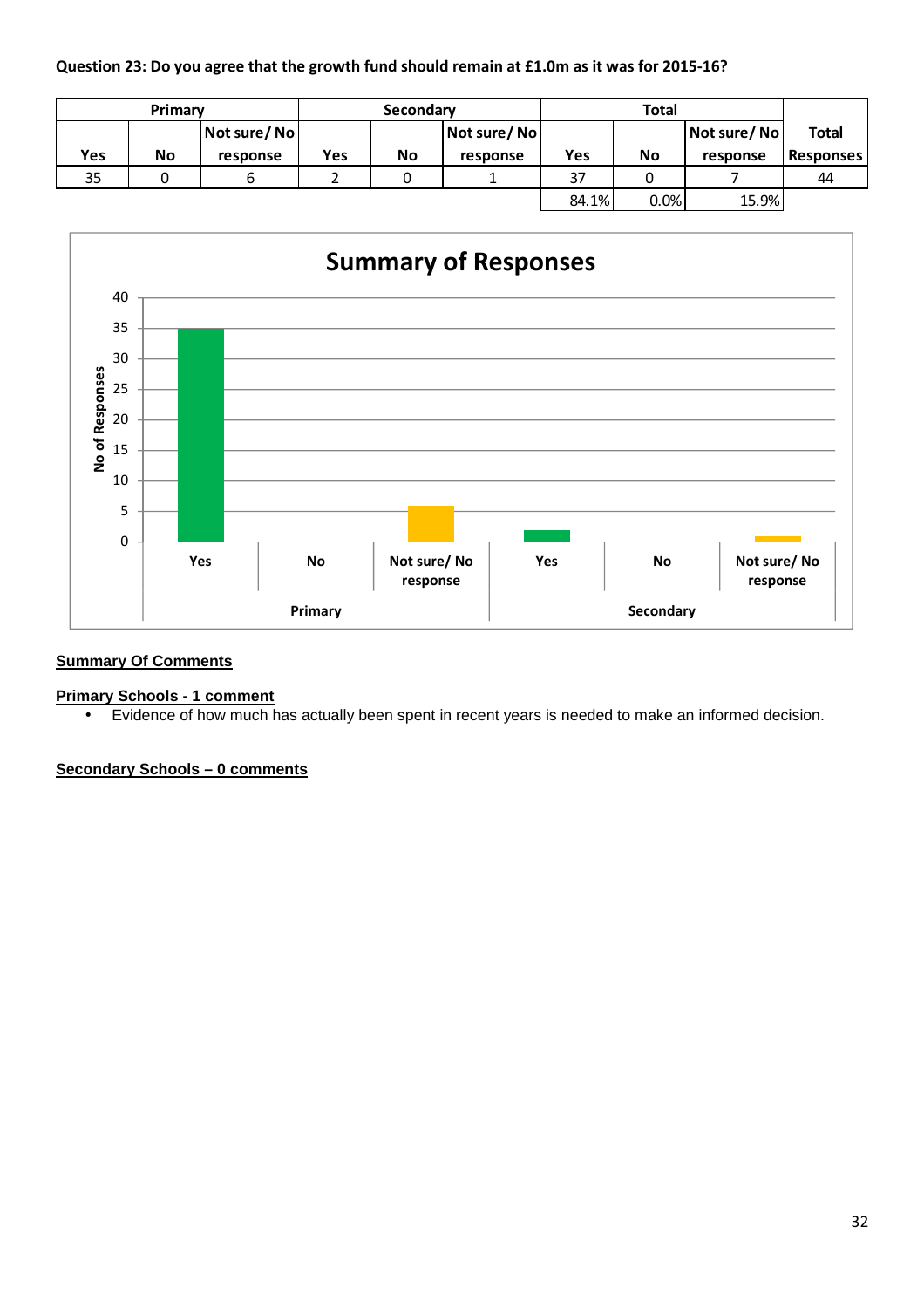**Question 23: Do you agree that the growth fund should remain at £1.0m as it was for 2015-16?**

| Primary | | | Secondary | | | Total | | | Total Responses |
|---|---|---|---|---|---|---|---|---|---|
| Yes | No | Not sure/ No response | Yes | No | Not sure/ No response | Yes | No | Not sure/ No response | |
| 35 | 0 | 6 | 2 | 0 | 1 | 37 | 0 | 7 | 44 |
| | | | | | | 84.1% | 0.0% | 15.9% | |

**Summary of Responses**

No of Responses

| | Yes | No | Not sure/ No response |
|---|---|---|---|
| Primary | 35 | 0 | 6 |
| Secondary | 2 | 0 | 1 |

**Summary Of Comments**

**Primary Schools - 1 comment**

- Evidence of how much has actually been spent in recent years is needed to make an informed decision.

**Secondary Schools – 0 comments**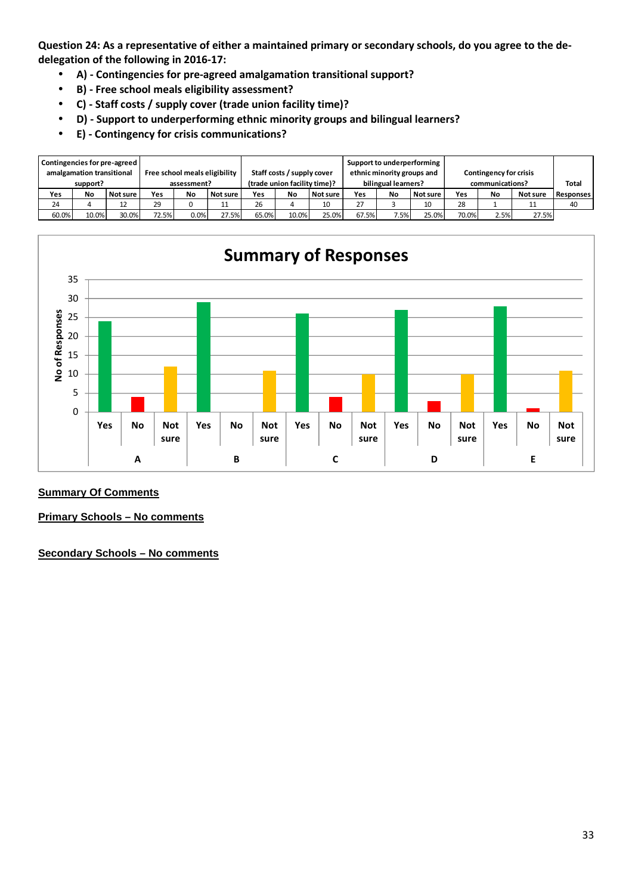**Question 24: As a representative of either a maintained primary or secondary schools, do you agree to the de-delegation of the following in 2016-17:**

- **A) - Contingencies for pre-agreed amalgamation transitional support?**
- **B) - Free school meals eligibility assessment?**
- **C) - Staff costs / supply cover (trade union facility time)?**
- **D) - Support to underperforming ethnic minority groups and bilingual learners?**
- **E) - Contingency for crisis communications?**

| Contingencies for pre-agreed amalgamation transitional support? | | | Free school meals eligibility assessment? | | | Staff costs / supply cover (trade union facility time)? | | | Support to underperforming ethnic minority groups and bilingual learners? | | | Contingency for crisis communications? | | | Total |
|---|---|---|---|---|---|---|---|---|---|---|---|---|---|---|---|
| Yes | No | Not sure | Yes | No | Not sure | Yes | No | Not sure | Yes | No | Not sure | Yes | No | Not sure | Responses |
| 24 | 4 | 12 | 29 | 0 | 11 | 26 | 4 | 10 | 27 | 3 | 10 | 28 | 1 | 11 | 40 |
| 60.0% | 10.0% | 30.0% | 72.5% | 0.0% | 27.5% | 65.0% | 10.0% | 25.0% | 67.5% | 7.5% | 25.0% | 70.0% | 2.5% | 27.5% | |

Summary of Responses

No of Responses

0 5 10 15 20 25 30 35

Yes No Not sure Yes No Not sure Yes No Not sure Yes No Not sure Yes No Not sure

A B C D E

**Summary Of Comments**

**Primary Schools – No comments**

**Secondary Schools – No comments**